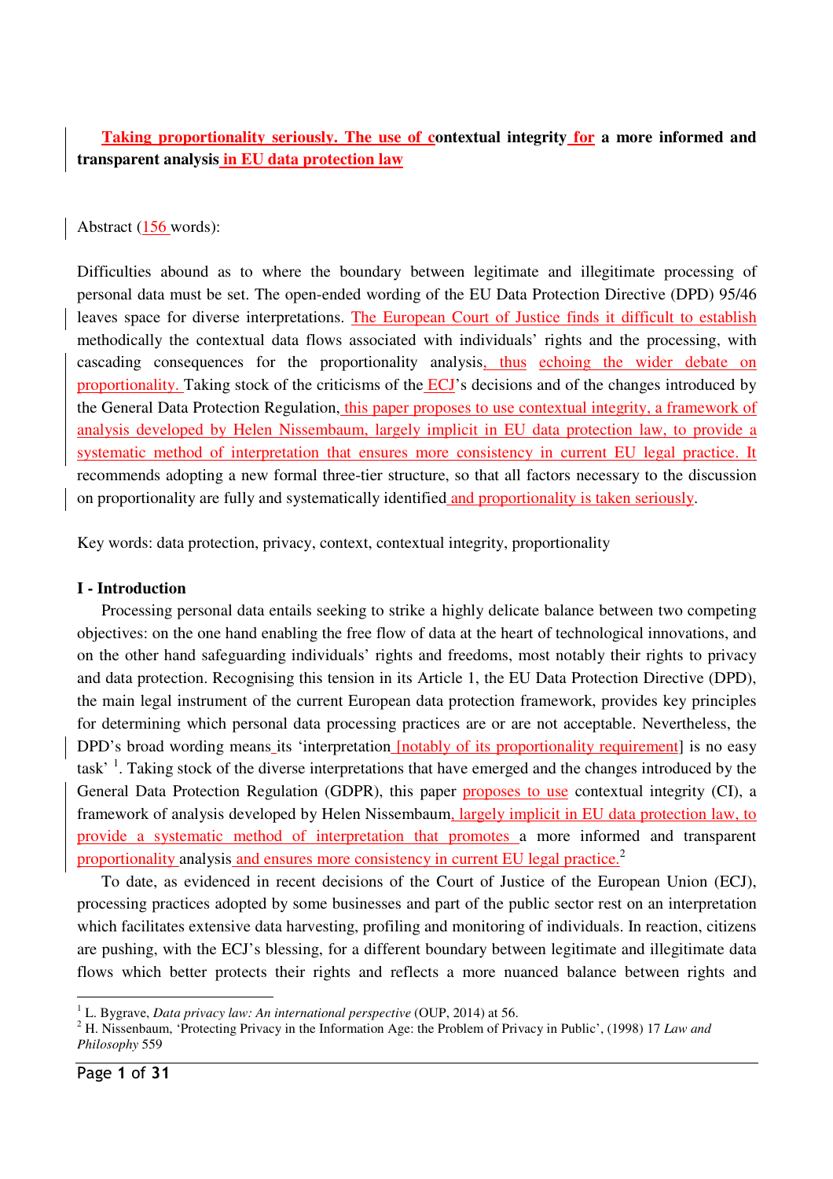**Taking proportionality seriously. The use of contextual integrity for a more informed and transparent analysis in EU data protection law**

Abstract (156 words):

Difficulties abound as to where the boundary between legitimate and illegitimate processing of personal data must be set. The open-ended wording of the EU Data Protection Directive (DPD) 95/46 leaves space for diverse interpretations. The European Court of Justice finds it difficult to establish methodically the contextual data flows associated with individuals' rights and the processing, with cascading consequences for the proportionality analysis, thus echoing the wider debate on proportionality. Taking stock of the criticisms of the ECJ's decisions and of the changes introduced by the General Data Protection Regulation, this paper proposes to use contextual integrity, a framework of analysis developed by Helen Nissembaum, largely implicit in EU data protection law, to provide a systematic method of interpretation that ensures more consistency in current EU legal practice. It recommends adopting a new formal three-tier structure, so that all factors necessary to the discussion on proportionality are fully and systematically identified and proportionality is taken seriously.

Key words: data protection, privacy, context, contextual integrity, proportionality

## I - Introduction

Processing personal data entails seeking to strike a highly delicate balance between two competing objectives: on the one hand enabling the free flow of data at the heart of technological innovations, and on the other hand safeguarding individuals' rights and freedoms, most notably their rights to privacy and data protection. Recognising this tension in its Article 1, the EU Data Protection Directive (DPD), the main legal instrument of the current European data protection framework, provides key principles for determining which personal data processing practices are or are not acceptable. Nevertheless, the DPD's broad wording means its 'interpretation [notably of its proportionality requirement] is no easy task' [1]. Taking stock of the diverse interpretations that have emerged and the changes introduced by the General Data Protection Regulation (GDPR), this paper proposes to use contextual integrity (CI), a framework of analysis developed by Helen Nissembaum, largely implicit in EU data protection law, to provide a systematic method of interpretation that promotes a more informed and transparent proportionality analysis and ensures more consistency in current EU legal practice.[2]

To date, as evidenced in recent decisions of the Court of Justice of the European Union (ECJ), processing practices adopted by some businesses and part of the public sector rest on an interpretation which facilitates extensive data harvesting, profiling and monitoring of individuals. In reaction, citizens are pushing, with the ECJ's blessing, for a different boundary between legitimate and illegitimate data flows which better protects their rights and reflects a more nuanced balance between rights and

---

[1] L. Bygrave, *Data privacy law: An international perspective* (OUP, 2014) at 56.

[2] H. Nissenbaum, 'Protecting Privacy in the Information Age: the Problem of Privacy in Public', (1998) 17 *Law and Philosophy* 559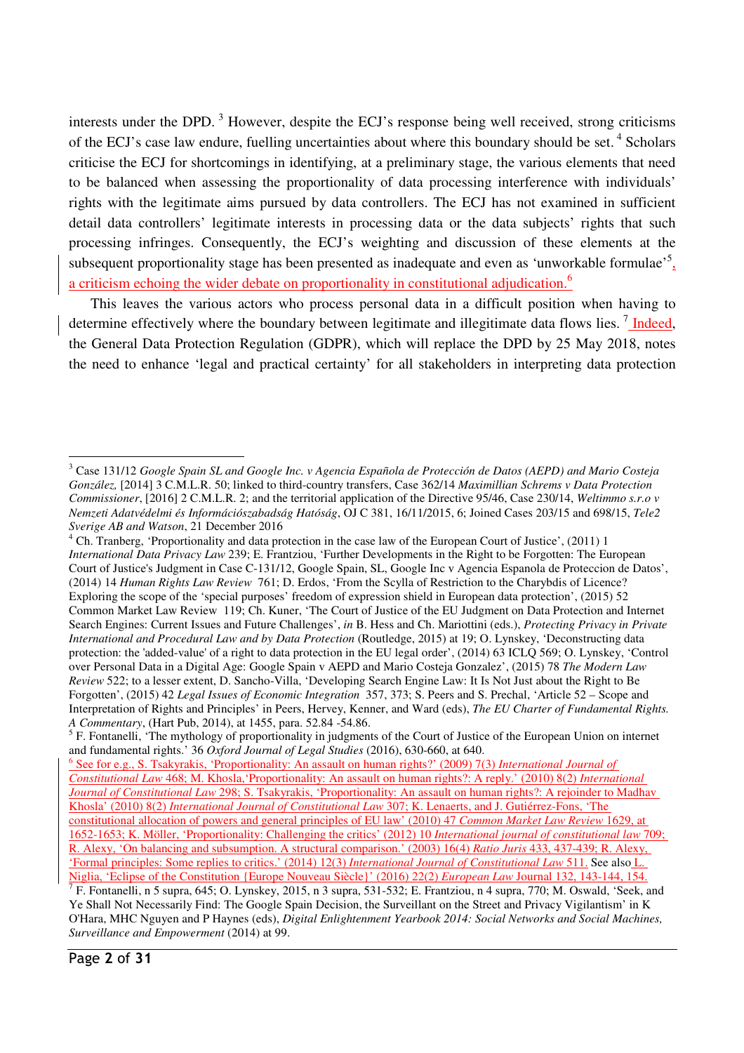interests under the DPD. [3] However, despite the ECJ's response being well received, strong criticisms of the ECJ's case law endure, fuelling uncertainties about where this boundary should be set. [4] Scholars criticise the ECJ for shortcomings in identifying, at a preliminary stage, the various elements that need to be balanced when assessing the proportionality of data processing interference with individuals' rights with the legitimate aims pursued by data controllers. The ECJ has not examined in sufficient detail data controllers' legitimate interests in processing data or the data subjects' rights that such processing infringes. Consequently, the ECJ's weighting and discussion of these elements at the subsequent proportionality stage has been presented as inadequate and even as 'unworkable formulae'[5], a criticism echoing the wider debate on proportionality in constitutional adjudication.[6]

This leaves the various actors who process personal data in a difficult position when having to determine effectively where the boundary between legitimate and illegitimate data flows lies. [7] Indeed, the General Data Protection Regulation (GDPR), which will replace the DPD by 25 May 2018, notes the need to enhance 'legal and practical certainty' for all stakeholders in interpreting data protection

---

[3] Case 131/12 *Google Spain SL and Google Inc. v Agencia Española de Protección de Datos (AEPD) and Mario Costeja González,* [2014] 3 C.M.L.R. 50; linked to third-country transfers, Case 362/14 *Maximillian Schrems v Data Protection Commissioner*, [2016] 2 C.M.L.R. 2; and the territorial application of the Directive 95/46, Case 230/14, *Weltimmo s.r.o v Nemzeti Adatvédelmi és Információszabadság Hatóság*, OJ C 381, 16/11/2015, 6; Joined Cases 203/15 and 698/15, *Tele2 Sverige AB and Watson*, 21 December 2016

[4] Ch. Tranberg, 'Proportionality and data protection in the case law of the European Court of Justice', (2011) 1 *International Data Privacy Law* 239; E. Frantziou, 'Further Developments in the Right to be Forgotten: The European Court of Justice's Judgment in Case C-131/12, Google Spain, SL, Google Inc v Agencia Espanola de Proteccion de Datos', (2014) 14 *Human Rights Law Review* 761; D. Erdos, 'From the Scylla of Restriction to the Charybdis of Licence? Exploring the scope of the 'special purposes' freedom of expression shield in European data protection', (2015) 52 Common Market Law Review 119; Ch. Kuner, 'The Court of Justice of the EU Judgment on Data Protection and Internet Search Engines: Current Issues and Future Challenges', *in* B. Hess and Ch. Mariottini (eds.), *Protecting Privacy in Private International and Procedural Law and by Data Protection* (Routledge, 2015) at 19; O. Lynskey, 'Deconstructing data protection: the 'added-value' of a right to data protection in the EU legal order', (2014) 63 ICLQ 569; O. Lynskey, 'Control over Personal Data in a Digital Age: Google Spain v AEPD and Mario Costeja Gonzalez', (2015) 78 *The Modern Law Review* 522; to a lesser extent, D. Sancho-Villa, 'Developing Search Engine Law: It Is Not Just about the Right to Be Forgotten', (2015) 42 *Legal Issues of Economic Integration* 357, 373; S. Peers and S. Prechal, 'Article 52 – Scope and Interpretation of Rights and Principles' in Peers, Hervey, Kenner, and Ward (eds), *The EU Charter of Fundamental Rights. A Commentary*, (Hart Pub, 2014), at 1455, para. 52.84 -54.86.

[5] F. Fontanelli, 'The mythology of proportionality in judgments of the Court of Justice of the European Union on internet and fundamental rights.' 36 *Oxford Journal of Legal Studies* (2016), 630-660, at 640.

[6] See for e.g., S. Tsakyrakis, 'Proportionality: An assault on human rights?' (2009) 7(3) *International Journal of Constitutional Law* 468; M. Khosla,'Proportionality: An assault on human rights?: A reply.' (2010) 8(2) *International Journal of Constitutional Law* 298; S. Tsakyrakis, 'Proportionality: An assault on human rights?: A rejoinder to Madhav Khosla' (2010) 8(2) *International Journal of Constitutional Law* 307; K. Lenaerts, and J. Gutiérrez-Fons, 'The constitutional allocation of powers and general principles of EU law' (2010) 47 *Common Market Law Review* 1629, at 1652-1653; K. Möller, 'Proportionality: Challenging the critics' (2012) 10 *International journal of constitutional law* 709; R. Alexy, 'On balancing and subsumption. A structural comparison.' (2003) 16(4) *Ratio Juris* 433, 437-439; R. Alexy, 'Formal principles: Some replies to critics.' (2014) 12(3) *International Journal of Constitutional Law* 511. See also L. Niglia, 'Eclipse of the Constitution {Europe Nouveau Siècle}' (2016) 22(2) *European Law* Journal 132, 143-144, 154.

[7] F. Fontanelli, n 5 supra, 645; O. Lynskey, 2015, n 3 supra, 531-532; E. Frantziou, n 4 supra, 770; M. Oswald, 'Seek, and Ye Shall Not Necessarily Find: The Google Spain Decision, the Surveillant on the Street and Privacy Vigilantism' in K O'Hara, MHC Nguyen and P Haynes (eds), *Digital Enlightenment Yearbook 2014: Social Networks and Social Machines, Surveillance and Empowerment* (2014) at 99.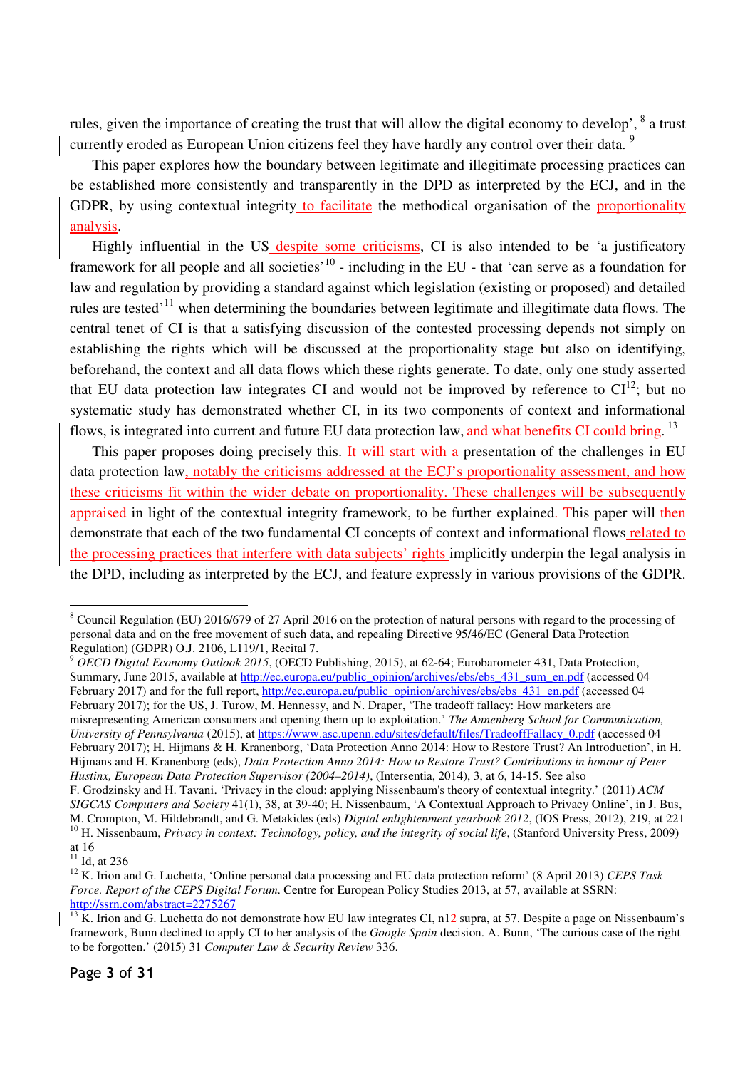rules, given the importance of creating the trust that will allow the digital economy to develop', [8] a trust currently eroded as European Union citizens feel they have hardly any control over their data. [9]

This paper explores how the boundary between legitimate and illegitimate processing practices can be established more consistently and transparently in the DPD as interpreted by the ECJ, and in the GDPR, by using contextual integrity to facilitate the methodical organisation of the proportionality analysis.

Highly influential in the US despite some criticisms, CI is also intended to be 'a justificatory framework for all people and all societies' [10] - including in the EU - that 'can serve as a foundation for law and regulation by providing a standard against which legislation (existing or proposed) and detailed rules are tested' [11] when determining the boundaries between legitimate and illegitimate data flows. The central tenet of CI is that a satisfying discussion of the contested processing depends not simply on establishing the rights which will be discussed at the proportionality stage but also on identifying, beforehand, the context and all data flows which these rights generate. To date, only one study asserted that EU data protection law integrates CI and would not be improved by reference to CI[12]; but no systematic study has demonstrated whether CI, in its two components of context and informational flows, is integrated into current and future EU data protection law, and what benefits CI could bring. [13]

This paper proposes doing precisely this. It will start with a presentation of the challenges in EU data protection law, notably the criticisms addressed at the ECJ's proportionality assessment, and how these criticisms fit within the wider debate on proportionality. These challenges will be subsequently appraised in light of the contextual integrity framework, to be further explained. This paper will then demonstrate that each of the two fundamental CI concepts of context and informational flows related to the processing practices that interfere with data subjects' rights implicitly underpin the legal analysis in the DPD, including as interpreted by the ECJ, and feature expressly in various provisions of the GDPR.

---

[8] Council Regulation (EU) 2016/679 of 27 April 2016 on the protection of natural persons with regard to the processing of personal data and on the free movement of such data, and repealing Directive 95/46/EC (General Data Protection Regulation) (GDPR) O.J. 2106, L119/1, Recital 7.

[9] *OECD Digital Economy Outlook 2015*, (OECD Publishing, 2015), at 62-64; Eurobarometer 431, Data Protection, Summary, June 2015, available at http://ec.europa.eu/public_opinion/archives/ebs/ebs_431_sum_en.pdf (accessed 04 February 2017) and for the full report, http://ec.europa.eu/public_opinion/archives/ebs/ebs_431_en.pdf (accessed 04 February 2017); for the US, J. Turow, M. Hennessy, and N. Draper, 'The tradeoff fallacy: How marketers are misrepresenting American consumers and opening them up to exploitation.' *The Annenberg School for Communication, University of Pennsylvania* (2015), at https://www.asc.upenn.edu/sites/default/files/TradeoffFallacy_0.pdf (accessed 04 February 2017); H. Hijmans & H. Kranenborg, 'Data Protection Anno 2014: How to Restore Trust? An Introduction', in H. Hijmans and H. Kranenborg (eds), *Data Protection Anno 2014: How to Restore Trust? Contributions in honour of Peter Hustinx, European Data Protection Supervisor (2004–2014)*, (Intersentia, 2014), 3, at 6, 14-15. See also F. Grodzinsky and H. Tavani. 'Privacy in the cloud: applying Nissenbaum's theory of contextual integrity.' (2011) *ACM SIGCAS Computers and Society* 41(1), 38, at 39-40; H. Nissenbaum, 'A Contextual Approach to Privacy Online', in J. Bus, M. Crompton, M. Hildebrandt, and G. Metakides (eds) *Digital enlightenment yearbook 2012*, (IOS Press, 2012), 219, at 221

[10] H. Nissenbaum, *Privacy in context: Technology, policy, and the integrity of social life*, (Stanford University Press, 2009) at 16

[11] Id, at 236

[12] K. Irion and G. Luchetta, 'Online personal data processing and EU data protection reform' (8 April 2013) *CEPS Task Force. Report of the CEPS Digital Forum.* Centre for European Policy Studies 2013, at 57, available at SSRN: http://ssrn.com/abstract=2275267

[13] K. Irion and G. Luchetta do not demonstrate how EU law integrates CI, n12 supra, at 57. Despite a page on Nissenbaum's framework, Bunn declined to apply CI to her analysis of the *Google Spain* decision. A. Bunn, 'The curious case of the right to be forgotten.' (2015) 31 *Computer Law & Security Review* 336.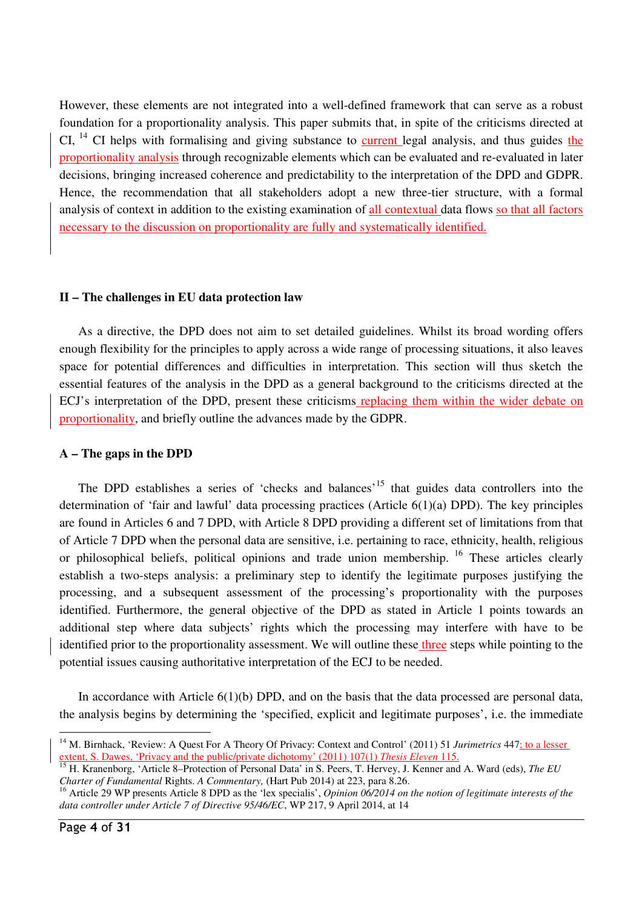However, these elements are not integrated into a well-defined framework that can serve as a robust foundation for a proportionality analysis. This paper submits that, in spite of the criticisms directed at CI, [14] CI helps with formalising and giving substance to current legal analysis, and thus guides the proportionality analysis through recognizable elements which can be evaluated and re-evaluated in later decisions, bringing increased coherence and predictability to the interpretation of the DPD and GDPR. Hence, the recommendation that all stakeholders adopt a new three-tier structure, with a formal analysis of context in addition to the existing examination of all contextual data flows so that all factors necessary to the discussion on proportionality are fully and systematically identified.

## II – The challenges in EU data protection law

As a directive, the DPD does not aim to set detailed guidelines. Whilst its broad wording offers enough flexibility for the principles to apply across a wide range of processing situations, it also leaves space for potential differences and difficulties in interpretation. This section will thus sketch the essential features of the analysis in the DPD as a general background to the criticisms directed at the ECJ's interpretation of the DPD, present these criticisms replacing them within the wider debate on proportionality, and briefly outline the advances made by the GDPR.

### A – The gaps in the DPD

The DPD establishes a series of 'checks and balances'[15] that guides data controllers into the determination of 'fair and lawful' data processing practices (Article 6(1)(a) DPD). The key principles are found in Articles 6 and 7 DPD, with Article 8 DPD providing a different set of limitations from that of Article 7 DPD when the personal data are sensitive, i.e. pertaining to race, ethnicity, health, religious or philosophical beliefs, political opinions and trade union membership. [16] These articles clearly establish a two-steps analysis: a preliminary step to identify the legitimate purposes justifying the processing, and a subsequent assessment of the processing's proportionality with the purposes identified. Furthermore, the general objective of the DPD as stated in Article 1 points towards an additional step where data subjects' rights which the processing may interfere with have to be identified prior to the proportionality assessment. We will outline these three steps while pointing to the potential issues causing authoritative interpretation of the ECJ to be needed.

In accordance with Article 6(1)(b) DPD, and on the basis that the data processed are personal data, the analysis begins by determining the 'specified, explicit and legitimate purposes', i.e. the immediate

---

[14] M. Birnhack, 'Review: A Quest For A Theory Of Privacy: Context and Control' (2011) 51 *Jurimetrics* 447; to a lesser extent, S. Dawes, 'Privacy and the public/private dichotomy' (2011) 107(1) *Thesis Eleven* 115.

[15] H. Kranenborg, 'Article 8–Protection of Personal Data' in S. Peers, T. Hervey, J. Kenner and A. Ward (eds), *The EU Charter of Fundamental* Rights. *A Commentary,* (Hart Pub 2014) at 223, para 8.26.

[16] Article 29 WP presents Article 8 DPD as the 'lex specialis', *Opinion 06/2014 on the notion of legitimate interests of the data controller under Article 7 of Directive 95/46/EC*, WP 217, 9 April 2014, at 14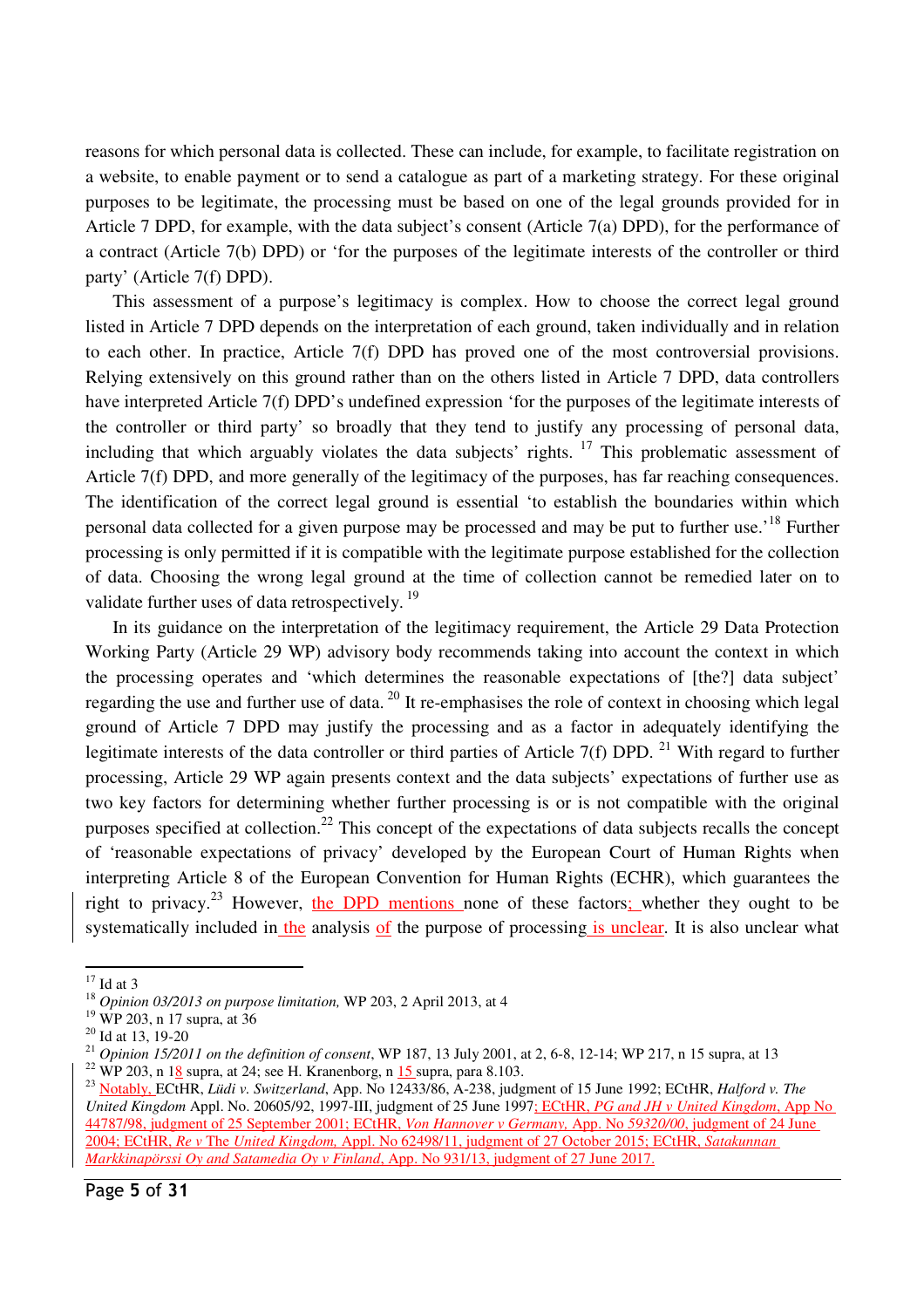reasons for which personal data is collected. These can include, for example, to facilitate registration on a website, to enable payment or to send a catalogue as part of a marketing strategy. For these original purposes to be legitimate, the processing must be based on one of the legal grounds provided for in Article 7 DPD, for example, with the data subject's consent (Article 7(a) DPD), for the performance of a contract (Article 7(b) DPD) or 'for the purposes of the legitimate interests of the controller or third party' (Article 7(f) DPD).

This assessment of a purpose's legitimacy is complex. How to choose the correct legal ground listed in Article 7 DPD depends on the interpretation of each ground, taken individually and in relation to each other. In practice, Article 7(f) DPD has proved one of the most controversial provisions. Relying extensively on this ground rather than on the others listed in Article 7 DPD, data controllers have interpreted Article 7(f) DPD's undefined expression 'for the purposes of the legitimate interests of the controller or third party' so broadly that they tend to justify any processing of personal data, including that which arguably violates the data subjects' rights. [17] This problematic assessment of Article 7(f) DPD, and more generally of the legitimacy of the purposes, has far reaching consequences. The identification of the correct legal ground is essential 'to establish the boundaries within which personal data collected for a given purpose may be processed and may be put to further use.'[18] Further processing is only permitted if it is compatible with the legitimate purpose established for the collection of data. Choosing the wrong legal ground at the time of collection cannot be remedied later on to validate further uses of data retrospectively. [19]

In its guidance on the interpretation of the legitimacy requirement, the Article 29 Data Protection Working Party (Article 29 WP) advisory body recommends taking into account the context in which the processing operates and 'which determines the reasonable expectations of [the?] data subject' regarding the use and further use of data. [20] It re-emphasises the role of context in choosing which legal ground of Article 7 DPD may justify the processing and as a factor in adequately identifying the legitimate interests of the data controller or third parties of Article 7(f) DPD. [21] With regard to further processing, Article 29 WP again presents context and the data subjects' expectations of further use as two key factors for determining whether further processing is or is not compatible with the original purposes specified at collection.[22] This concept of the expectations of data subjects recalls the concept of 'reasonable expectations of privacy' developed by the European Court of Human Rights when interpreting Article 8 of the European Convention for Human Rights (ECHR), which guarantees the right to privacy.[23] However, the DPD mentions none of these factors; whether they ought to be systematically included in the analysis of the purpose of processing is unclear. It is also unclear what

---

[17] Id at 3

[18] *Opinion 03/2013 on purpose limitation,* WP 203, 2 April 2013, at 4

[19] WP 203, n 17 supra, at 36

[20] Id at 13, 19-20

[21] *Opinion 15/2011 on the definition of consent*, WP 187, 13 July 2001, at 2, 6-8, 12-14; WP 217, n 15 supra, at 13

[22] WP 203, n 18 supra, at 24; see H. Kranenborg, n 15 supra, para 8.103.

[23] Notably, ECtHR, *Lüdi v. Switzerland*, App. No 12433/86, A-238, judgment of 15 June 1992; ECtHR, *Halford v. The United Kingdom* Appl. No. 20605/92, 1997-III, judgment of 25 June 1997; ECtHR, *PG and JH v United Kingdom*, App No 44787/98, judgment of 25 September 2001; ECtHR, *Von Hannover v Germany,* App. No *59320/00*, judgment of 24 June 2004; ECtHR, *Re v* The *United Kingdom,* Appl. No 62498/11, judgment of 27 October 2015; ECtHR, *Satakunnan Markkinapörssi Oy and Satamedia Oy v Finland*, App. No 931/13, judgment of 27 June 2017.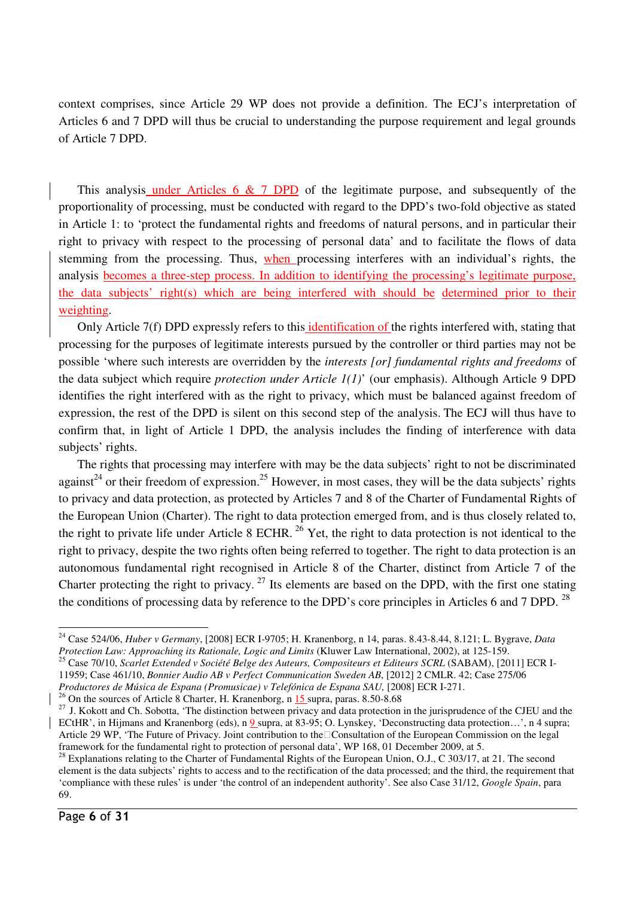context comprises, since Article 29 WP does not provide a definition. The ECJ's interpretation of Articles 6 and 7 DPD will thus be crucial to understanding the purpose requirement and legal grounds of Article 7 DPD.

This analysis under Articles 6 & 7 DPD of the legitimate purpose, and subsequently of the proportionality of processing, must be conducted with regard to the DPD's two-fold objective as stated in Article 1: to 'protect the fundamental rights and freedoms of natural persons, and in particular their right to privacy with respect to the processing of personal data' and to facilitate the flows of data stemming from the processing. Thus, when processing interferes with an individual's rights, the analysis becomes a three-step process. In addition to identifying the processing's legitimate purpose, the data subjects' right(s) which are being interfered with should be determined prior to their weighting.

Only Article 7(f) DPD expressly refers to this identification of the rights interfered with, stating that processing for the purposes of legitimate interests pursued by the controller or third parties may not be possible 'where such interests are overridden by the *interests [or] fundamental rights and freedoms* of the data subject which require *protection under Article 1(1)*' (our emphasis). Although Article 9 DPD identifies the right interfered with as the right to privacy, which must be balanced against freedom of expression, the rest of the DPD is silent on this second step of the analysis. The ECJ will thus have to confirm that, in light of Article 1 DPD, the analysis includes the finding of interference with data subjects' rights.

The rights that processing may interfere with may be the data subjects' right to not be discriminated against[24] or their freedom of expression.[25] However, in most cases, they will be the data subjects' rights to privacy and data protection, as protected by Articles 7 and 8 of the Charter of Fundamental Rights of the European Union (Charter). The right to data protection emerged from, and is thus closely related to, the right to private life under Article 8 ECHR.[26] Yet, the right to data protection is not identical to the right to privacy, despite the two rights often being referred to together. The right to data protection is an autonomous fundamental right recognised in Article 8 of the Charter, distinct from Article 7 of the Charter protecting the right to privacy.[27] Its elements are based on the DPD, with the first one stating the conditions of processing data by reference to the DPD's core principles in Articles 6 and 7 DPD.[28]

---

[24] Case 524/06, *Huber v Germany*, [2008] ECR I-9705; H. Kranenborg, n 14, paras. 8.43-8.44, 8.121; L. Bygrave, *Data Protection Law: Approaching its Rationale, Logic and Limits* (Kluwer Law International, 2002), at 125-159.

[25] Case 70/10, *Scarlet Extended v Société Belge des Auteurs, Compositeurs et Editeurs SCRL* (SABAM), [2011] ECR I-11959; Case 461/10, *Bonnier Audio AB v Perfect Communication Sweden AB*, [2012] 2 CMLR. 42; Case 275/06 *Productores de Música de Espana (Promusicae) v Telefónica de Espana SAU,* [2008] ECR I-271.

[26] On the sources of Article 8 Charter, H. Kranenborg, n 15 supra, paras. 8.50-8.68

[27] J. Kokott and Ch. Sobotta, 'The distinction between privacy and data protection in the jurisprudence of the CJEU and the ECtHR', in Hijmans and Kranenborg (eds), n 9 supra, at 83-95; O. Lynskey, 'Deconstructing data protection…', n 4 supra; Article 29 WP, 'The Future of Privacy. Joint contribution to the Consultation of the European Commission on the legal framework for the fundamental right to protection of personal data', WP 168, 01 December 2009, at 5.

[28] Explanations relating to the Charter of Fundamental Rights of the European Union, O.J., C 303/17, at 21. The second element is the data subjects' rights to access and to the rectification of the data processed; and the third, the requirement that 'compliance with these rules' is under 'the control of an independent authority'. See also Case 31/12, *Google Spain*, para 69.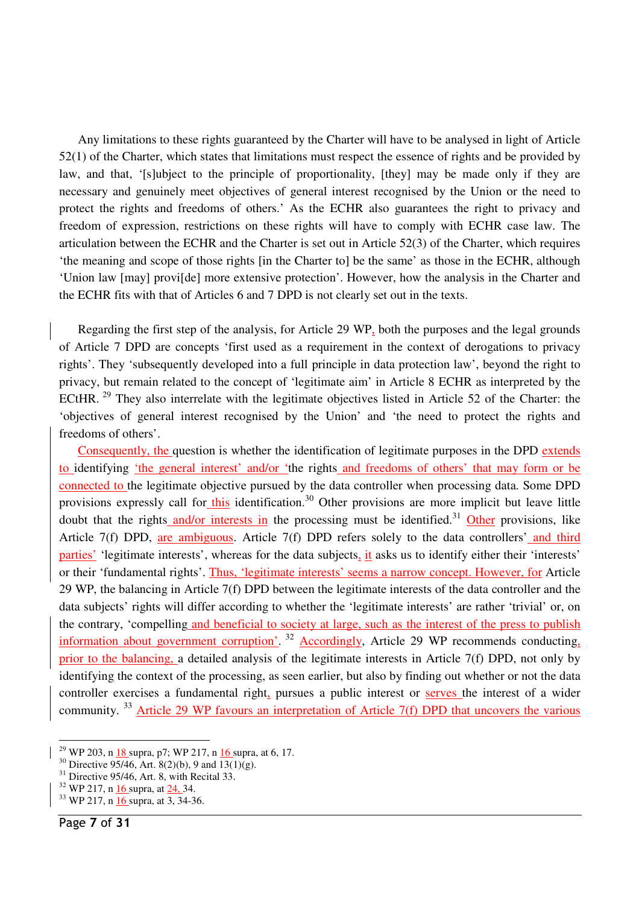Any limitations to these rights guaranteed by the Charter will have to be analysed in light of Article 52(1) of the Charter, which states that limitations must respect the essence of rights and be provided by law, and that, '[s]ubject to the principle of proportionality, [they] may be made only if they are necessary and genuinely meet objectives of general interest recognised by the Union or the need to protect the rights and freedoms of others.' As the ECHR also guarantees the right to privacy and freedom of expression, restrictions on these rights will have to comply with ECHR case law. The articulation between the ECHR and the Charter is set out in Article 52(3) of the Charter, which requires 'the meaning and scope of those rights [in the Charter to] be the same' as those in the ECHR, although 'Union law [may] provi[de] more extensive protection'. However, how the analysis in the Charter and the ECHR fits with that of Articles 6 and 7 DPD is not clearly set out in the texts.

Regarding the first step of the analysis, for Article 29 WP, both the purposes and the legal grounds of Article 7 DPD are concepts 'first used as a requirement in the context of derogations to privacy rights'. They 'subsequently developed into a full principle in data protection law', beyond the right to privacy, but remain related to the concept of 'legitimate aim' in Article 8 ECHR as interpreted by the ECtHR. [29] They also interrelate with the legitimate objectives listed in Article 52 of the Charter: the 'objectives of general interest recognised by the Union' and 'the need to protect the rights and freedoms of others'.

Consequently, the question is whether the identification of legitimate purposes in the DPD extends to identifying 'the general interest' and/or 'the rights and freedoms of others' that may form or be connected to the legitimate objective pursued by the data controller when processing data. Some DPD provisions expressly call for this identification.[30] Other provisions are more implicit but leave little doubt that the rights and/or interests in the processing must be identified.[31] Other provisions, like Article 7(f) DPD, are ambiguous. Article 7(f) DPD refers solely to the data controllers' and third parties' 'legitimate interests', whereas for the data subjects, it asks us to identify either their 'interests' or their 'fundamental rights'. Thus, 'legitimate interests' seems a narrow concept. However, for Article 29 WP, the balancing in Article 7(f) DPD between the legitimate interests of the data controller and the data subjects' rights will differ according to whether the 'legitimate interests' are rather 'trivial' or, on the contrary, 'compelling and beneficial to society at large, such as the interest of the press to publish information about government corruption'. [32] Accordingly, Article 29 WP recommends conducting, prior to the balancing, a detailed analysis of the legitimate interests in Article 7(f) DPD, not only by identifying the context of the processing, as seen earlier, but also by finding out whether or not the data controller exercises a fundamental right, pursues a public interest or serves the interest of a wider community. [33] Article 29 WP favours an interpretation of Article 7(f) DPD that uncovers the various

---

[29] WP 203, n 18 supra, p7; WP 217, n 16 supra, at 6, 17.

[30] Directive 95/46, Art. 8(2)(b), 9 and 13(1)(g).

[31] Directive 95/46, Art. 8, with Recital 33.

[32] WP 217, n 16 supra, at 24, 34.

[33] WP 217, n 16 supra, at 3, 34-36.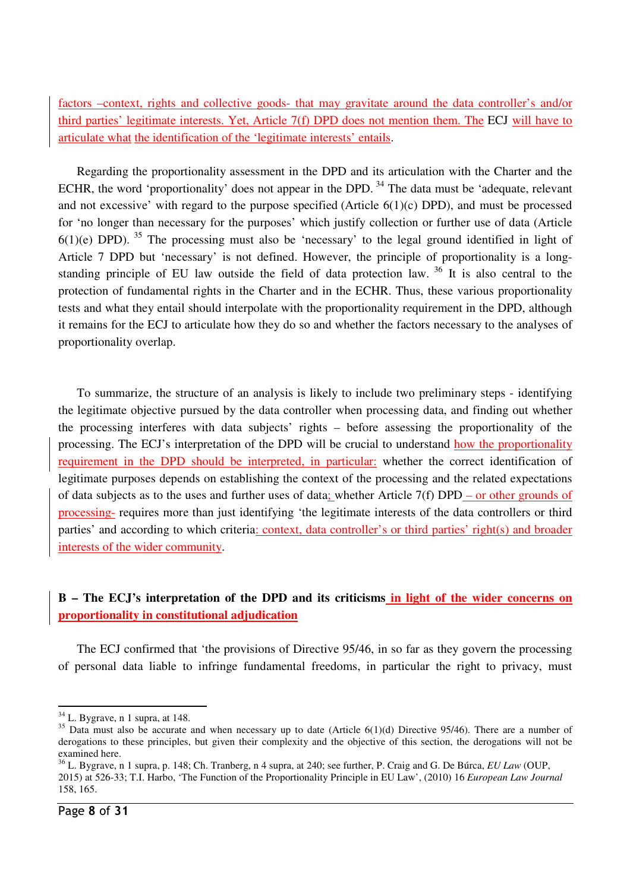factors –context, rights and collective goods- that may gravitate around the data controller's and/or third parties' legitimate interests. Yet, Article 7(f) DPD does not mention them. The ECJ will have to articulate what the identification of the 'legitimate interests' entails.

Regarding the proportionality assessment in the DPD and its articulation with the Charter and the ECHR, the word 'proportionality' does not appear in the DPD. [34] The data must be 'adequate, relevant and not excessive' with regard to the purpose specified (Article 6(1)(c) DPD), and must be processed for 'no longer than necessary for the purposes' which justify collection or further use of data (Article 6(1)(e) DPD). [35] The processing must also be 'necessary' to the legal ground identified in light of Article 7 DPD but 'necessary' is not defined. However, the principle of proportionality is a long-standing principle of EU law outside the field of data protection law. [36] It is also central to the protection of fundamental rights in the Charter and in the ECHR. Thus, these various proportionality tests and what they entail should interpolate with the proportionality requirement in the DPD, although it remains for the ECJ to articulate how they do so and whether the factors necessary to the analyses of proportionality overlap.

To summarize, the structure of an analysis is likely to include two preliminary steps - identifying the legitimate objective pursued by the data controller when processing data, and finding out whether the processing interferes with data subjects' rights – before assessing the proportionality of the processing. The ECJ's interpretation of the DPD will be crucial to understand how the proportionality requirement in the DPD should be interpreted, in particular: whether the correct identification of legitimate purposes depends on establishing the context of the processing and the related expectations of data subjects as to the uses and further uses of data; whether Article 7(f) DPD – or other grounds of processing- requires more than just identifying 'the legitimate interests of the data controllers or third parties' and according to which criteria: context, data controller's or third parties' right(s) and broader interests of the wider community.

**B – The ECJ's interpretation of the DPD and its criticisms in light of the wider concerns on proportionality in constitutional adjudication**

The ECJ confirmed that 'the provisions of Directive 95/46, in so far as they govern the processing of personal data liable to infringe fundamental freedoms, in particular the right to privacy, must

---

[34] L. Bygrave, n 1 supra, at 148.

[35] Data must also be accurate and when necessary up to date (Article 6(1)(d) Directive 95/46). There are a number of derogations to these principles, but given their complexity and the objective of this section, the derogations will not be examined here.

[36] L. Bygrave, n 1 supra, p. 148; Ch. Tranberg, n 4 supra, at 240; see further, P. Craig and G. De Búrca, *EU Law* (OUP, 2015) at 526-33; T.I. Harbo, 'The Function of the Proportionality Principle in EU Law', (2010) 16 *European Law Journal* 158, 165.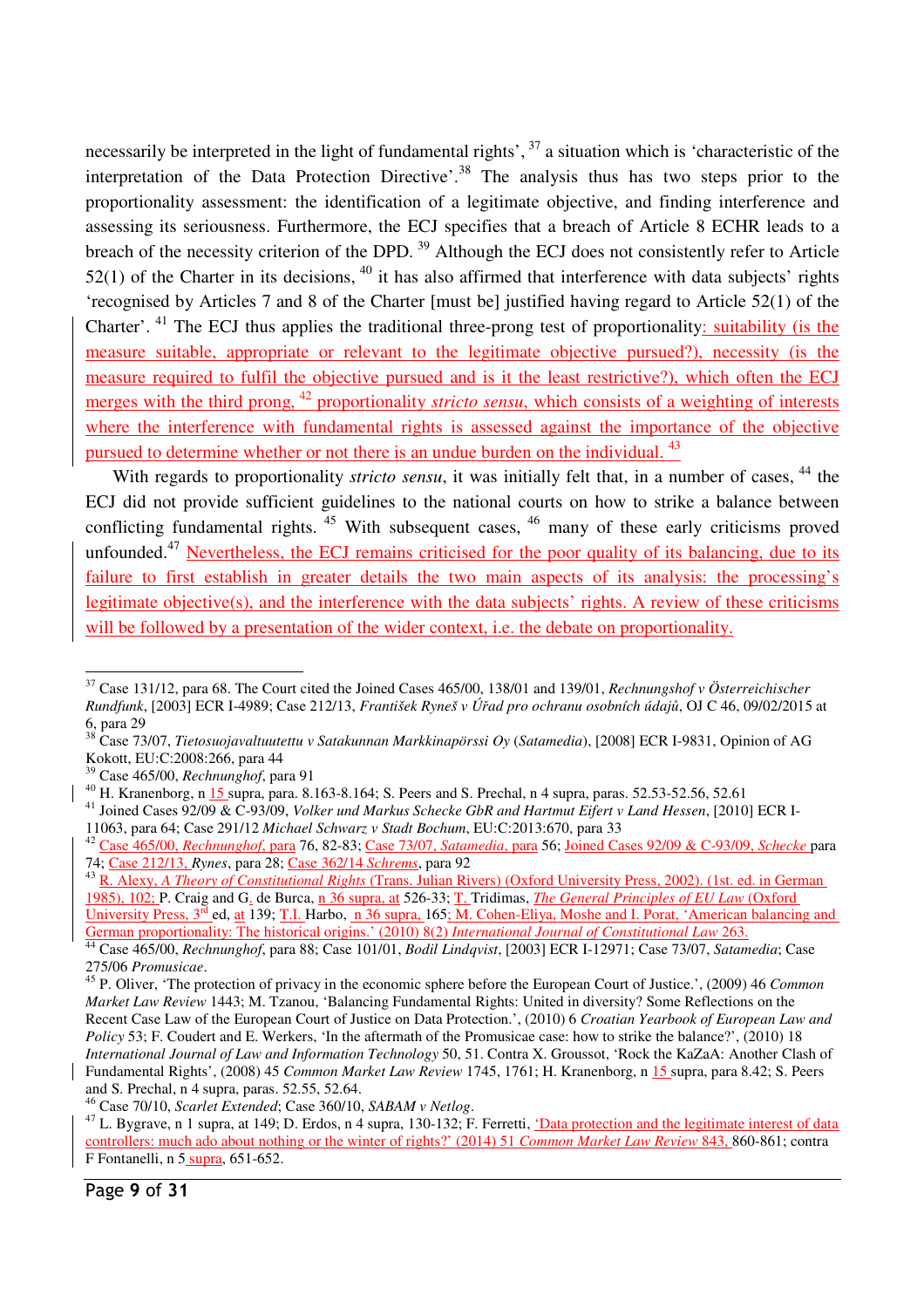necessarily be interpreted in the light of fundamental rights', [37] a situation which is 'characteristic of the interpretation of the Data Protection Directive'.[38] The analysis thus has two steps prior to the proportionality assessment: the identification of a legitimate objective, and finding interference and assessing its seriousness. Furthermore, the ECJ specifies that a breach of Article 8 ECHR leads to a breach of the necessity criterion of the DPD. [39] Although the ECJ does not consistently refer to Article 52(1) of the Charter in its decisions, [40] it has also affirmed that interference with data subjects' rights 'recognised by Articles 7 and 8 of the Charter [must be] justified having regard to Article 52(1) of the Charter'. [41] The ECJ thus applies the traditional three-prong test of proportionality: suitability (is the measure suitable, appropriate or relevant to the legitimate objective pursued?), necessity (is the measure required to fulfil the objective pursued and is it the least restrictive?), which often the ECJ merges with the third prong, [42] proportionality *stricto sensu*, which consists of a weighting of interests where the interference with fundamental rights is assessed against the importance of the objective pursued to determine whether or not there is an undue burden on the individual. [43]

With regards to proportionality *stricto sensu*, it was initially felt that, in a number of cases, [44] the ECJ did not provide sufficient guidelines to the national courts on how to strike a balance between conflicting fundamental rights. [45] With subsequent cases, [46] many of these early criticisms proved unfounded.[47] Nevertheless, the ECJ remains criticised for the poor quality of its balancing, due to its failure to first establish in greater details the two main aspects of its analysis: the processing's legitimate objective(s), and the interference with the data subjects' rights. A review of these criticisms will be followed by a presentation of the wider context, i.e. the debate on proportionality.

---

[37] Case 131/12, para 68. The Court cited the Joined Cases 465/00, 138/01 and 139/01, *Rechnungshof v Österreichischer Rundfunk*, [2003] ECR I-4989; Case 212/13, *František Ryneš v Úřad pro ochranu osobních údajů*, OJ C 46, 09/02/2015 at 6, para 29

[38] Case 73/07, *Tietosuojavaltuutettu v Satakunnan Markkinapörssi Oy* (*Satamedia*), [2008] ECR I-9831, Opinion of AG Kokott, EU:C:2008:266, para 44

[39] Case 465/00, *Rechnunghof*, para 91

[40] H. Kranenborg, n 15 supra, para. 8.163-8.164; S. Peers and S. Prechal, n 4 supra, paras. 52.53-52.56, 52.61

[41] Joined Cases 92/09 & C-93/09, *Volker und Markus Schecke GbR and Hartmut Eifert v Land Hessen*, [2010] ECR I-11063, para 64; Case 291/12 *Michael Schwarz v Stadt Bochum*, EU:C:2013:670, para 33

[42] Case 465/00, *Rechnunghof*, para 76, 82-83; Case 73/07, *Satamedia*, para 56; Joined Cases 92/09 & C-93/09, *Schecke* para 74; Case 212/13, *Rynes*, para 28; Case 362/14 *Schrems*, para 92

[43] R. Alexy, *A Theory of Constitutional Rights* (Trans. Julian Rivers) (Oxford University Press, 2002). (1st. ed. in German 1985), 102; P. Craig and G. de Burca, n 36 supra, at 526-33; T. Tridimas, *The General Principles of EU Law* (Oxford University Press, 3rd ed, at 139; T.I. Harbo, n 36 supra, 165; M. Cohen-Eliya, Moshe and I. Porat, 'American balancing and German proportionality: The historical origins.' (2010) 8(2) *International Journal of Constitutional Law* 263.

[44] Case 465/00, *Rechnunghof*, para 88; Case 101/01, *Bodil Lindqvist*, [2003] ECR I-12971; Case 73/07, *Satamedia*; Case 275/06 *Promusicae*.

[45] P. Oliver, 'The protection of privacy in the economic sphere before the European Court of Justice.', (2009) 46 *Common Market Law Review* 1443; M. Tzanou, 'Balancing Fundamental Rights: United in diversity? Some Reflections on the Recent Case Law of the European Court of Justice on Data Protection.', (2010) 6 *Croatian Yearbook of European Law and Policy* 53; F. Coudert and E. Werkers, 'In the aftermath of the Promusicae case: how to strike the balance?', (2010) 18 *International Journal of Law and Information Technology* 50, 51. Contra X. Groussot, 'Rock the KaZaA: Another Clash of Fundamental Rights', (2008) 45 *Common Market Law Review* 1745, 1761; H. Kranenborg, n 15 supra, para 8.42; S. Peers and S. Prechal, n 4 supra, paras. 52.55, 52.64.

[46] Case 70/10, *Scarlet Extended*; Case 360/10, *SABAM v Netlog*.

[47] L. Bygrave, n 1 supra, at 149; D. Erdos, n 4 supra, 130-132; F. Ferretti, 'Data protection and the legitimate interest of data controllers: much ado about nothing or the winter of rights?' (2014) 51 *Common Market Law Review* 843, 860-861; contra F Fontanelli, n 5 supra, 651-652.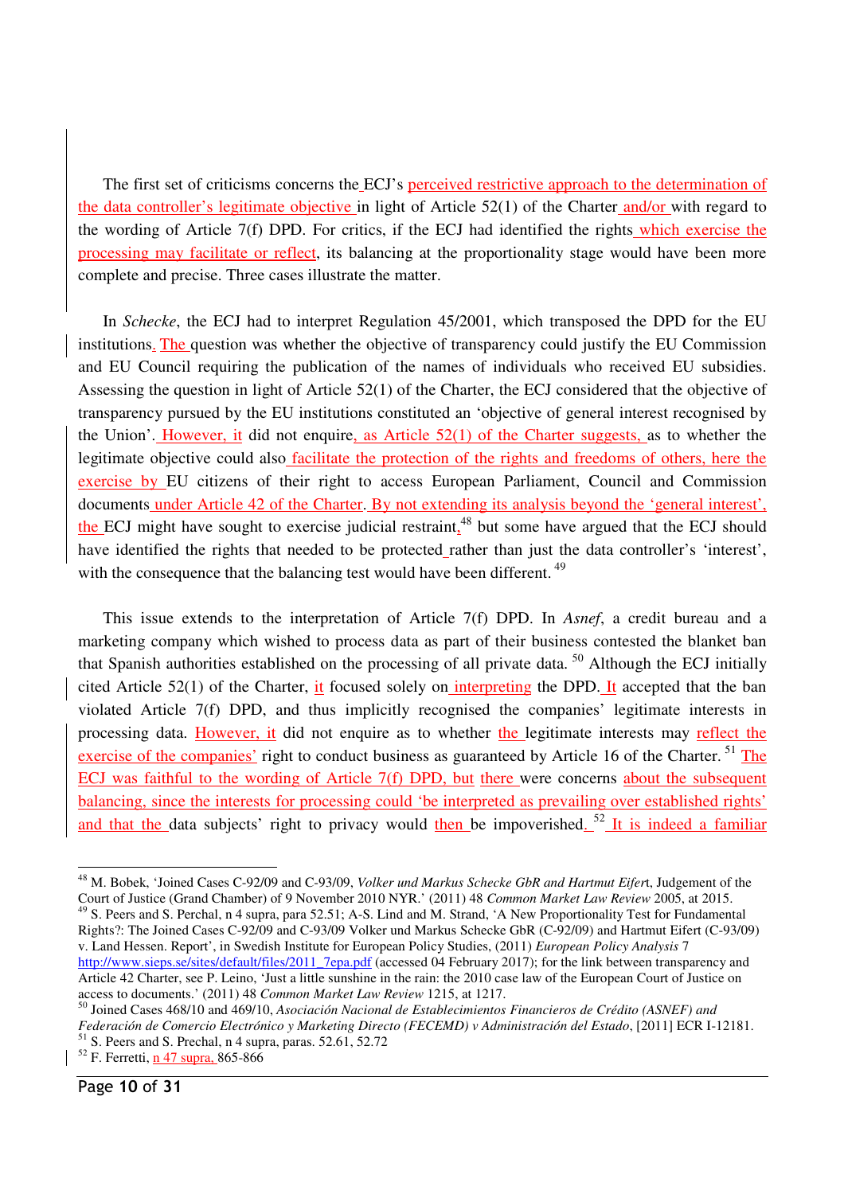The first set of criticisms concerns the ECJ's perceived restrictive approach to the determination of the data controller's legitimate objective in light of Article 52(1) of the Charter and/or with regard to the wording of Article 7(f) DPD. For critics, if the ECJ had identified the rights which exercise the processing may facilitate or reflect, its balancing at the proportionality stage would have been more complete and precise. Three cases illustrate the matter.

In *Schecke*, the ECJ had to interpret Regulation 45/2001, which transposed the DPD for the EU institutions. The question was whether the objective of transparency could justify the EU Commission and EU Council requiring the publication of the names of individuals who received EU subsidies. Assessing the question in light of Article 52(1) of the Charter, the ECJ considered that the objective of transparency pursued by the EU institutions constituted an 'objective of general interest recognised by the Union'. However, it did not enquire, as Article 52(1) of the Charter suggests, as to whether the legitimate objective could also facilitate the protection of the rights and freedoms of others, here the exercise by EU citizens of their right to access European Parliament, Council and Commission documents under Article 42 of the Charter. By not extending its analysis beyond the 'general interest', the ECJ might have sought to exercise judicial restraint,[48] but some have argued that the ECJ should have identified the rights that needed to be protected rather than just the data controller's 'interest', with the consequence that the balancing test would have been different.[49]

This issue extends to the interpretation of Article 7(f) DPD. In *Asnef*, a credit bureau and a marketing company which wished to process data as part of their business contested the blanket ban that Spanish authorities established on the processing of all private data.[50] Although the ECJ initially cited Article 52(1) of the Charter, it focused solely on interpreting the DPD. It accepted that the ban violated Article 7(f) DPD, and thus implicitly recognised the companies' legitimate interests in processing data. However, it did not enquire as to whether the legitimate interests may reflect the exercise of the companies' right to conduct business as guaranteed by Article 16 of the Charter.[51] The ECJ was faithful to the wording of Article 7(f) DPD, but there were concerns about the subsequent balancing, since the interests for processing could 'be interpreted as prevailing over established rights' and that the data subjects' right to privacy would then be impoverished.[52] It is indeed a familiar

---

[48] M. Bobek, 'Joined Cases C-92/09 and C-93/09, *Volker und Markus Schecke GbR and Hartmut Eifert*, Judgement of the Court of Justice (Grand Chamber) of 9 November 2010 NYR.' (2011) 48 *Common Market Law Review* 2005, at 2015.

[49] S. Peers and S. Perchal, n 4 supra, para 52.51; A-S. Lind and M. Strand, 'A New Proportionality Test for Fundamental Rights?: The Joined Cases C-92/09 and C-93/09 Volker und Markus Schecke GbR (C-92/09) and Hartmut Eifert (C-93/09) v. Land Hessen. Report', in Swedish Institute for European Policy Studies, (2011) *European Policy Analysis* 7 http://www.sieps.se/sites/default/files/2011_7epa.pdf (accessed 04 February 2017); for the link between transparency and Article 42 Charter, see P. Leino, 'Just a little sunshine in the rain: the 2010 case law of the European Court of Justice on access to documents.' (2011) 48 *Common Market Law Review* 1215, at 1217.

[50] Joined Cases 468/10 and 469/10, *Asociación Nacional de Establecimientos Financieros de Crédito (ASNEF) and Federación de Comercio Electrónico y Marketing Directo (FECEMD) v Administración del Estado*, [2011] ECR I-12181.

[51] S. Peers and S. Prechal, n 4 supra, paras. 52.61, 52.72

[52] F. Ferretti, n 47 supra, 865-866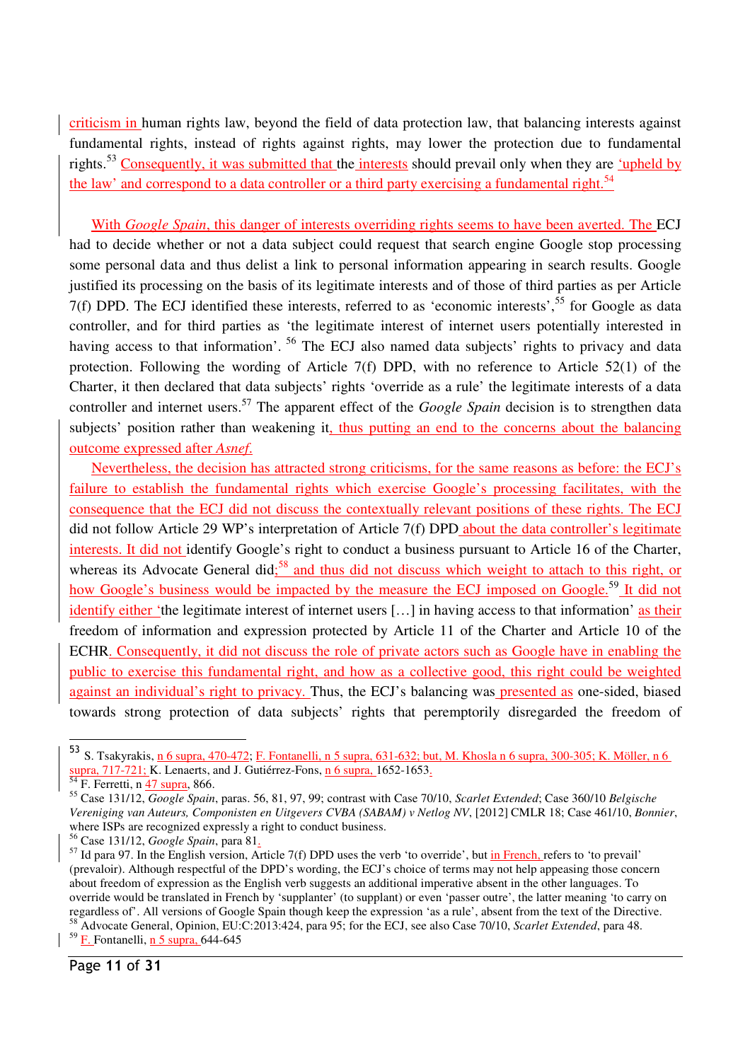criticism in human rights law, beyond the field of data protection law, that balancing interests against fundamental rights, instead of rights against rights, may lower the protection due to fundamental rights.[53] Consequently, it was submitted that the interests should prevail only when they are 'upheld by the law' and correspond to a data controller or a third party exercising a fundamental right.[54]

With *Google Spain*, this danger of interests overriding rights seems to have been averted. The ECJ had to decide whether or not a data subject could request that search engine Google stop processing some personal data and thus delist a link to personal information appearing in search results. Google justified its processing on the basis of its legitimate interests and of those of third parties as per Article 7(f) DPD. The ECJ identified these interests, referred to as 'economic interests',[55] for Google as data controller, and for third parties as 'the legitimate interest of internet users potentially interested in having access to that information'.[56] The ECJ also named data subjects' rights to privacy and data protection. Following the wording of Article 7(f) DPD, with no reference to Article 52(1) of the Charter, it then declared that data subjects' rights 'override as a rule' the legitimate interests of a data controller and internet users.[57] The apparent effect of the *Google Spain* decision is to strengthen data subjects' position rather than weakening it, thus putting an end to the concerns about the balancing outcome expressed after *Asnef.*

Nevertheless, the decision has attracted strong criticisms, for the same reasons as before: the ECJ's failure to establish the fundamental rights which exercise Google's processing facilitates, with the consequence that the ECJ did not discuss the contextually relevant positions of these rights. The ECJ did not follow Article 29 WP's interpretation of Article 7(f) DPD about the data controller's legitimate interests. It did not identify Google's right to conduct a business pursuant to Article 16 of the Charter, whereas its Advocate General did;[58] and thus did not discuss which weight to attach to this right, or how Google's business would be impacted by the measure the ECJ imposed on Google.[59] It did not identify either 'the legitimate interest of internet users [...] in having access to that information' as their freedom of information and expression protected by Article 11 of the Charter and Article 10 of the ECHR. Consequently, it did not discuss the role of private actors such as Google have in enabling the public to exercise this fundamental right, and how as a collective good, this right could be weighted against an individual's right to privacy. Thus, the ECJ's balancing was presented as one-sided, biased towards strong protection of data subjects' rights that peremptorily disregarded the freedom of

---

[53] S. Tsakyrakis, n 6 supra, 470-472; F. Fontanelli, n 5 supra, 631-632; but, M. Khosla n 6 supra, 300-305; K. Möller, n 6 supra, 717-721; K. Lenaerts, and J. Gutiérrez-Fons, n 6 supra, 1652-1653.

[54] F. Ferretti, n 47 supra, 866.

[55] Case 131/12, *Google Spain*, paras. 56, 81, 97, 99; contrast with Case 70/10, *Scarlet Extended*; Case 360/10 *Belgische Vereniging van Auteurs, Componisten en Uitgevers CVBA (SABAM) v Netlog NV*, [2012] CMLR 18; Case 461/10, *Bonnier*, where ISPs are recognized expressly a right to conduct business.

[56] Case 131/12, *Google Spain*, para 81.

[57] Id para 97. In the English version, Article 7(f) DPD uses the verb 'to override', but in French, refers to 'to prevail' (prevaloir). Although respectful of the DPD's wording, the ECJ's choice of terms may not help appeasing those concern about freedom of expression as the English verb suggests an additional imperative absent in the other languages. To override would be translated in French by 'supplanter' (to supplant) or even 'passer outre', the latter meaning 'to carry on regardless of'. All versions of Google Spain though keep the expression 'as a rule', absent from the text of the Directive.

[58] Advocate General, Opinion, EU:C:2013:424, para 95; for the ECJ, see also Case 70/10, *Scarlet Extended*, para 48.

[59] F. Fontanelli, n 5 supra, 644-645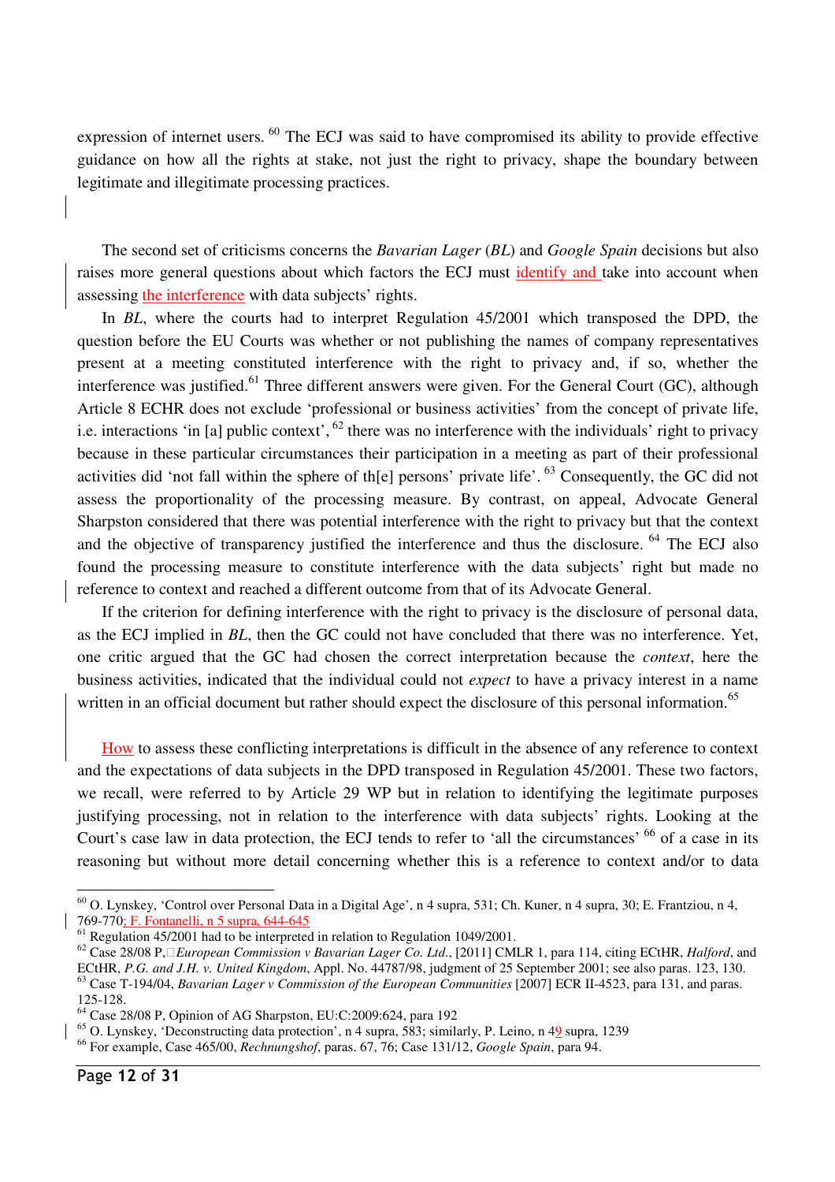expression of internet users.[60] The ECJ was said to have compromised its ability to provide effective guidance on how all the rights at stake, not just the right to privacy, shape the boundary between legitimate and illegitimate processing practices.

The second set of criticisms concerns the *Bavarian Lager* (*BL*) and *Google Spain* decisions but also raises more general questions about which factors the ECJ must identify and take into account when assessing the interference with data subjects' rights.

In *BL*, where the courts had to interpret Regulation 45/2001 which transposed the DPD, the question before the EU Courts was whether or not publishing the names of company representatives present at a meeting constituted interference with the right to privacy and, if so, whether the interference was justified.[61] Three different answers were given. For the General Court (GC), although Article 8 ECHR does not exclude 'professional or business activities' from the concept of private life, i.e. interactions 'in [a] public context',[62] there was no interference with the individuals' right to privacy because in these particular circumstances their participation in a meeting as part of their professional activities did 'not fall within the sphere of th[e] persons' private life'.[63] Consequently, the GC did not assess the proportionality of the processing measure. By contrast, on appeal, Advocate General Sharpston considered that there was potential interference with the right to privacy but that the context and the objective of transparency justified the interference and thus the disclosure.[64] The ECJ also found the processing measure to constitute interference with the data subjects' right but made no reference to context and reached a different outcome from that of its Advocate General.

If the criterion for defining interference with the right to privacy is the disclosure of personal data, as the ECJ implied in *BL*, then the GC could not have concluded that there was no interference. Yet, one critic argued that the GC had chosen the correct interpretation because the *context*, here the business activities, indicated that the individual could not *expect* to have a privacy interest in a name written in an official document but rather should expect the disclosure of this personal information.[65]

How to assess these conflicting interpretations is difficult in the absence of any reference to context and the expectations of data subjects in the DPD transposed in Regulation 45/2001. These two factors, we recall, were referred to by Article 29 WP but in relation to identifying the legitimate purposes justifying processing, not in relation to the interference with data subjects' rights. Looking at the Court's case law in data protection, the ECJ tends to refer to 'all the circumstances'[66] of a case in its reasoning but without more detail concerning whether this is a reference to context and/or to data

---

[60] O. Lynskey, 'Control over Personal Data in a Digital Age', n 4 supra, 531; Ch. Kuner, n 4 supra, 30; E. Frantziou, n 4, 769-770; F. Fontanelli, n 5 supra, 644-645

[61] Regulation 45/2001 had to be interpreted in relation to Regulation 1049/2001.

[62] Case 28/08 P, *European Commission v Bavarian Lager Co. Ltd.*, [2011] CMLR 1, para 114, citing ECtHR, *Halford*, and ECtHR, *P.G. and J.H. v. United Kingdom*, Appl. No. 44787/98, judgment of 25 September 2001; see also paras. 123, 130.

[63] Case T-194/04, *Bavarian Lager v Commission of the European Communities* [2007] ECR II-4523, para 131, and paras. 125-128.

[64] Case 28/08 P, Opinion of AG Sharpston, EU:C:2009:624, para 192

[65] O. Lynskey, 'Deconstructing data protection', n 4 supra, 583; similarly, P. Leino, n 49 supra, 1239

[66] For example, Case 465/00, *Rechnungshof*, paras. 67, 76; Case 131/12, *Google Spain*, para 94.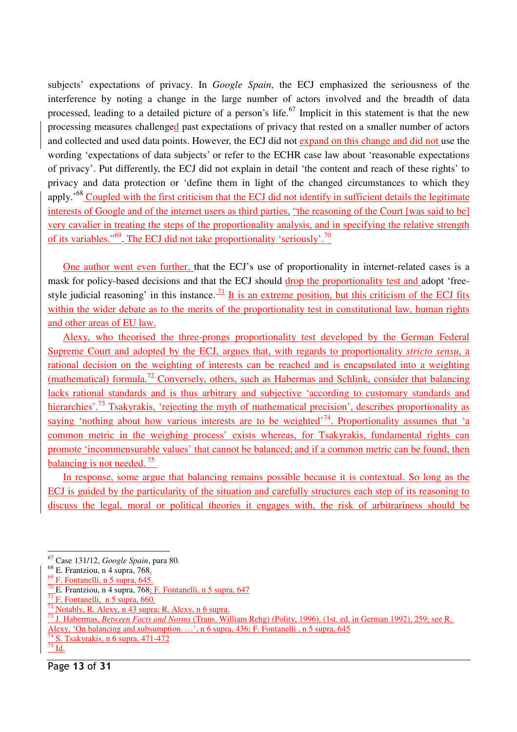subjects' expectations of privacy. In *Google Spain*, the ECJ emphasized the seriousness of the interference by noting a change in the large number of actors involved and the breadth of data processed, leading to a detailed picture of a person's life.[67] Implicit in this statement is that the new processing measures challenged past expectations of privacy that rested on a smaller number of actors and collected and used data points. However, the ECJ did not expand on this change and did not use the wording 'expectations of data subjects' or refer to the ECHR case law about 'reasonable expectations of privacy'. Put differently, the ECJ did not explain in detail 'the content and reach of these rights' to privacy and data protection or 'define them in light of the changed circumstances to which they apply.'[68] Coupled with the first criticism that the ECJ did not identify in sufficient details the legitimate interests of Google and of the internet users as third parties, "the reasoning of the Court [was said to be] very cavalier in treating the steps of the proportionality analysis, and in specifying the relative strength of its variables."[69]. The ECJ did not take proportionality 'seriously'.[70]

One author went even further, that the ECJ's use of proportionality in internet-related cases is a mask for policy-based decisions and that the ECJ should drop the proportionality test and adopt 'free-style judicial reasoning' in this instance.[71] It is an extreme position, but this criticism of the ECJ fits within the wider debate as to the merits of the proportionality test in constitutional law, human rights and other areas of EU law.

Alexy, who theorised the three-prongs proportionality test developed by the German Federal Supreme Court and adopted by the ECJ, argues that, with regards to proportionality *stricto sensu*, a rational decision on the weighting of interests can be reached and is encapsulated into a weighting (mathematical) formula.[72] Conversely, others, such as Habermas and Schlink, consider that balancing lacks rational standards and is thus arbitrary and subjective 'according to customary standards and hierarchies'.[73] Tsakyrakis, 'rejecting the myth of mathematical precision', describes proportionality as saying 'nothing about how various interests are to be weighted'[74]. Proportionality assumes that 'a common metric in the weighing process' exists whereas, for Tsakyrakis, fundamental rights can promote 'incommensurable values' that cannot be balanced; and if a common metric can be found, then balancing is not needed.[75]

In response, some argue that balancing remains possible because it is contextual. So long as the ECJ is guided by the particularity of the situation and carefully structures each step of its reasoning to discuss the legal, moral or political theories it engages with, the risk of arbitrariness should be

---

[67] Case 131/12, *Google Spain*, para 80.
[68] E. Frantziou, n 4 supra, 768.
[69] F. Fontanelli, n 5 supra, 645.
[70] E. Frantziou, n 4 supra, 768; F. Fontanelli, n 5 supra, 647
[71] F. Fontanelli, n 5 supra, 660.
[72] Notably, R. Alexy, n 43 supra; R. Alexy, n 6 supra.
[73] J. Habermas, *Between Facts and Norms* (Trans. William Rehg) (Polity, 1996), (1st. ed. in German 1992), 259; see R. Alexy, 'On balancing and subsumption. …', n 6 supra, 436; F. Fontanelli , n 5 supra, 645
[74] S. Tsakyrakis, n 6 supra, 471-472
[75] Id.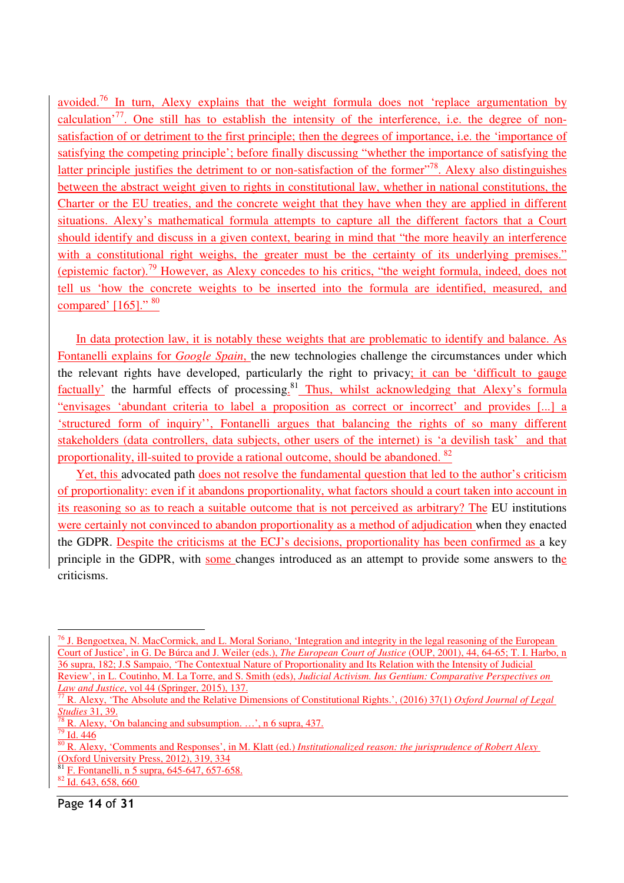avoided.[76] In turn, Alexy explains that the weight formula does not 'replace argumentation by calculation'[77]. One still has to establish the intensity of the interference, i.e. the degree of non-satisfaction of or detriment to the first principle; then the degrees of importance, i.e. the 'importance of satisfying the competing principle'; before finally discussing "whether the importance of satisfying the latter principle justifies the detriment to or non-satisfaction of the former"[78]. Alexy also distinguishes between the abstract weight given to rights in constitutional law, whether in national constitutions, the Charter or the EU treaties, and the concrete weight that they have when they are applied in different situations. Alexy's mathematical formula attempts to capture all the different factors that a Court should identify and discuss in a given context, bearing in mind that "the more heavily an interference with a constitutional right weighs, the greater must be the certainty of its underlying premises." (epistemic factor).[79] However, as Alexy concedes to his critics, "the weight formula, indeed, does not tell us 'how the concrete weights to be inserted into the formula are identified, measured, and compared' [165]." [80]

In data protection law, it is notably these weights that are problematic to identify and balance. As Fontanelli explains for *Google Spain*, the new technologies challenge the circumstances under which the relevant rights have developed, particularly the right to privacy; it can be 'difficult to gauge factually' the harmful effects of processing.[81] Thus, whilst acknowledging that Alexy's formula "envisages 'abundant criteria to label a proposition as correct or incorrect' and provides [...] a 'structured form of inquiry'', Fontanelli argues that balancing the rights of so many different stakeholders (data controllers, data subjects, other users of the internet) is 'a devilish task' and that proportionality, ill-suited to provide a rational outcome, should be abandoned. [82]

Yet, this advocated path does not resolve the fundamental question that led to the author's criticism of proportionality: even if it abandons proportionality, what factors should a court taken into account in its reasoning so as to reach a suitable outcome that is not perceived as arbitrary? The EU institutions were certainly not convinced to abandon proportionality as a method of adjudication when they enacted the GDPR. Despite the criticisms at the ECJ's decisions, proportionality has been confirmed as a key principle in the GDPR, with some changes introduced as an attempt to provide some answers to the criticisms.

---

[76] J. Bengoetxea, N. MacCormick, and L. Moral Soriano, 'Integration and integrity in the legal reasoning of the European Court of Justice', in G. De Búrca and J. Weiler (eds.), *The European Court of Justice* (OUP, 2001), 44, 64-65; T. I. Harbo, n 36 supra, 182; J.S Sampaio, 'The Contextual Nature of Proportionality and Its Relation with the Intensity of Judicial Review', in L. Coutinho, M. La Torre, and S. Smith (eds), *Judicial Activism. Ius Gentium: Comparative Perspectives on Law and Justice*, vol 44 (Springer, 2015), 137.

[77] R. Alexy, 'The Absolute and the Relative Dimensions of Constitutional Rights.', (2016) 37(1) *Oxford Journal of Legal Studies* 31, 39.

[78] R. Alexy, 'On balancing and subsumption. …', n 6 supra, 437.

[79] Id. 446

[80] R. Alexy, 'Comments and Responses', in M. Klatt (ed.) *Institutionalized reason: the jurisprudence of Robert Alexy* (Oxford University Press, 2012), 319, 334

[81] F. Fontanelli, n 5 supra, 645-647, 657-658.

[82] Id. 643, 658, 660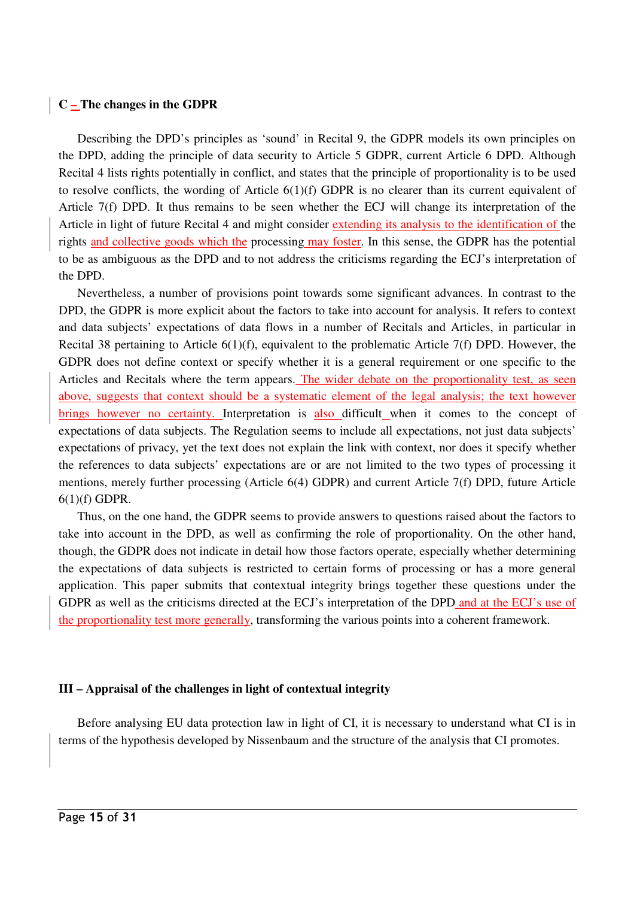### C – The changes in the GDPR

Describing the DPD's principles as 'sound' in Recital 9, the GDPR models its own principles on the DPD, adding the principle of data security to Article 5 GDPR, current Article 6 DPD. Although Recital 4 lists rights potentially in conflict, and states that the principle of proportionality is to be used to resolve conflicts, the wording of Article 6(1)(f) GDPR is no clearer than its current equivalent of Article 7(f) DPD. It thus remains to be seen whether the ECJ will change its interpretation of the Article in light of future Recital 4 and might consider extending its analysis to the identification of the rights and collective goods which the processing may foster. In this sense, the GDPR has the potential to be as ambiguous as the DPD and to not address the criticisms regarding the ECJ's interpretation of the DPD.

Nevertheless, a number of provisions point towards some significant advances. In contrast to the DPD, the GDPR is more explicit about the factors to take into account for analysis. It refers to context and data subjects' expectations of data flows in a number of Recitals and Articles, in particular in Recital 38 pertaining to Article 6(1)(f), equivalent to the problematic Article 7(f) DPD. However, the GDPR does not define context or specify whether it is a general requirement or one specific to the Articles and Recitals where the term appears. The wider debate on the proportionality test, as seen above, suggests that context should be a systematic element of the legal analysis; the text however brings however no certainty. Interpretation is also difficult when it comes to the concept of expectations of data subjects. The Regulation seems to include all expectations, not just data subjects' expectations of privacy, yet the text does not explain the link with context, nor does it specify whether the references to data subjects' expectations are or are not limited to the two types of processing it mentions, merely further processing (Article 6(4) GDPR) and current Article 7(f) DPD, future Article 6(1)(f) GDPR.

Thus, on the one hand, the GDPR seems to provide answers to questions raised about the factors to take into account in the DPD, as well as confirming the role of proportionality. On the other hand, though, the GDPR does not indicate in detail how those factors operate, especially whether determining the expectations of data subjects is restricted to certain forms of processing or has a more general application. This paper submits that contextual integrity brings together these questions under the GDPR as well as the criticisms directed at the ECJ's interpretation of the DPD and at the ECJ's use of the proportionality test more generally, transforming the various points into a coherent framework.

## III – Appraisal of the challenges in light of contextual integrity

Before analysing EU data protection law in light of CI, it is necessary to understand what CI is in terms of the hypothesis developed by Nissenbaum and the structure of the analysis that CI promotes.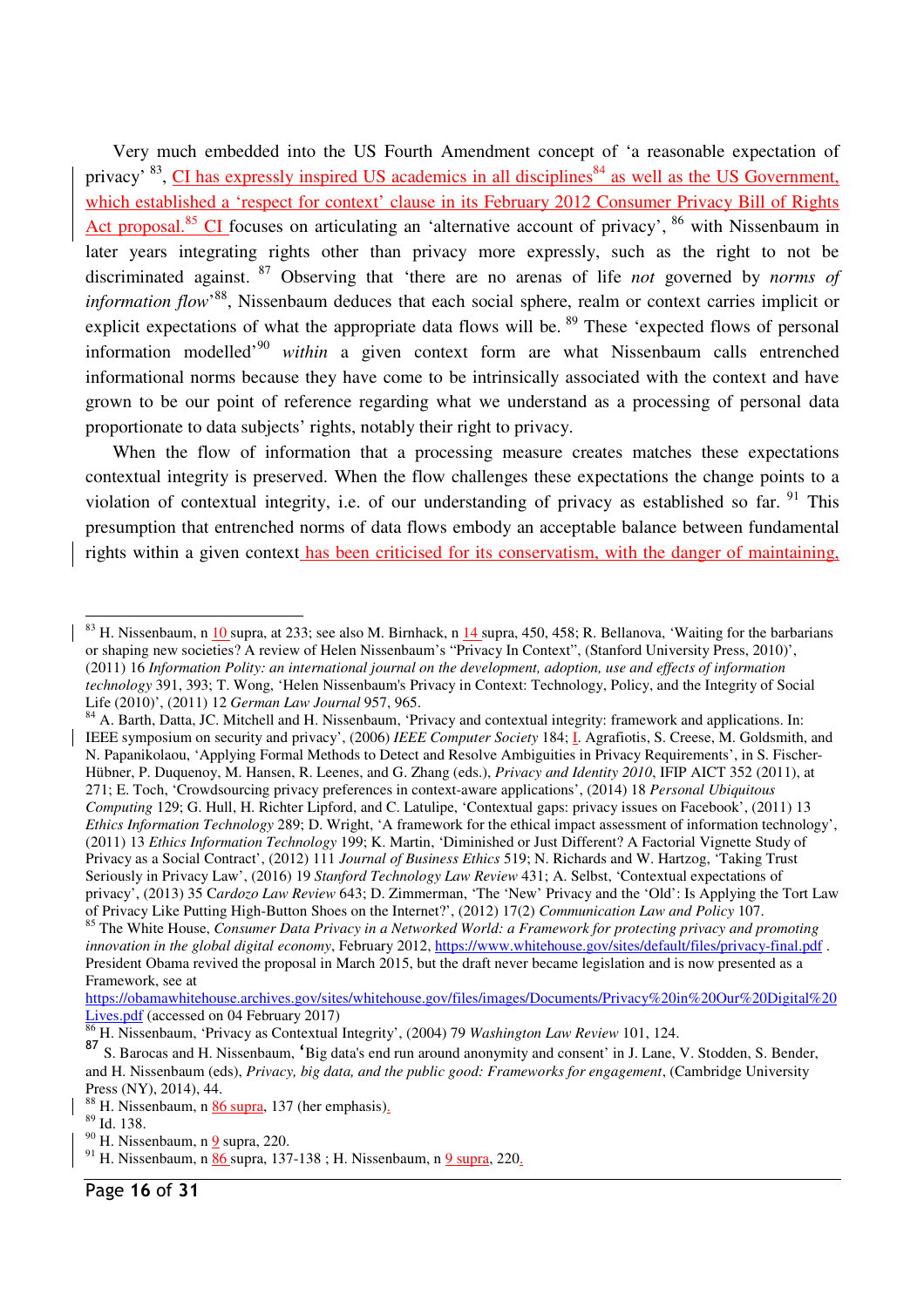Very much embedded into the US Fourth Amendment concept of 'a reasonable expectation of privacy' [83], CI has expressly inspired US academics in all disciplines[84] as well as the US Government, which established a 'respect for context' clause in its February 2012 Consumer Privacy Bill of Rights Act proposal.[85] CI focuses on articulating an 'alternative account of privacy', [86] with Nissenbaum in later years integrating rights other than privacy more expressly, such as the right to not be discriminated against. [87] Observing that 'there are no arenas of life *not* governed by *norms of information flow*'[88], Nissenbaum deduces that each social sphere, realm or context carries implicit or explicit expectations of what the appropriate data flows will be. [89] These 'expected flows of personal information modelled'[90] *within* a given context form are what Nissenbaum calls entrenched informational norms because they have come to be intrinsically associated with the context and have grown to be our point of reference regarding what we understand as a processing of personal data proportionate to data subjects' rights, notably their right to privacy.

When the flow of information that a processing measure creates matches these expectations contextual integrity is preserved. When the flow challenges these expectations the change points to a violation of contextual integrity, i.e. of our understanding of privacy as established so far. [91] This presumption that entrenched norms of data flows embody an acceptable balance between fundamental rights within a given context has been criticised for its conservatism, with the danger of maintaining,

---

[83] H. Nissenbaum, n 10 supra, at 233; see also M. Birnhack, n 14 supra, 450, 458; R. Bellanova, 'Waiting for the barbarians or shaping new societies? A review of Helen Nissenbaum's "Privacy In Context", (Stanford University Press, 2010)', (2011) 16 *Information Polity: an international journal on the development, adoption, use and effects of information technology* 391, 393; T. Wong, 'Helen Nissenbaum's Privacy in Context: Technology, Policy, and the Integrity of Social Life (2010)', (2011) 12 *German Law Journal* 957, 965.

[84] A. Barth, Datta, JC. Mitchell and H. Nissenbaum, 'Privacy and contextual integrity: framework and applications. In: IEEE symposium on security and privacy', (2006) *IEEE Computer Society* 184; I. Agrafiotis, S. Creese, M. Goldsmith, and N. Papanikolaou, 'Applying Formal Methods to Detect and Resolve Ambiguities in Privacy Requirements', in S. Fischer-Hübner, P. Duquenoy, M. Hansen, R. Leenes, and G. Zhang (eds.), *Privacy and Identity 2010*, IFIP AICT 352 (2011), at 271; E. Toch, 'Crowdsourcing privacy preferences in context-aware applications', (2014) 18 *Personal Ubiquitous Computing* 129; G. Hull, H. Richter Lipford, and C. Latulipe, 'Contextual gaps: privacy issues on Facebook', (2011) 13 *Ethics Information Technology* 289; D. Wright, 'A framework for the ethical impact assessment of information technology', (2011) 13 *Ethics Information Technology* 199; K. Martin, 'Diminished or Just Different? A Factorial Vignette Study of Privacy as a Social Contract', (2012) 111 *Journal of Business Ethics* 519; N. Richards and W. Hartzog, 'Taking Trust Seriously in Privacy Law', (2016) 19 *Stanford Technology Law Review* 431; A. Selbst, 'Contextual expectations of privacy', (2013) 35 *Cardozo Law Review* 643; D. Zimmerman, 'The 'New' Privacy and the 'Old': Is Applying the Tort Law of Privacy Like Putting High-Button Shoes on the Internet?', (2012) 17(2) *Communication Law and Policy* 107.

[85] The White House, *Consumer Data Privacy in a Networked World: a Framework for protecting privacy and promoting innovation in the global digital economy*, February 2012, https://www.whitehouse.gov/sites/default/files/privacy-final.pdf . President Obama revived the proposal in March 2015, but the draft never became legislation and is now presented as a Framework, see at https://obamawhitehouse.archives.gov/sites/whitehouse.gov/files/images/Documents/Privacy%20in%20Our%20Digital%20Lives.pdf (accessed on 04 February 2017)

[86] H. Nissenbaum, 'Privacy as Contextual Integrity', (2004) 79 *Washington Law Review* 101, 124.

[87] S. Barocas and H. Nissenbaum, 'Big data's end run around anonymity and consent' in J. Lane, V. Stodden, S. Bender, and H. Nissenbaum (eds), *Privacy, big data, and the public good: Frameworks for engagement*, (Cambridge University Press (NY), 2014), 44.

[88] H. Nissenbaum, n 86 supra, 137 (her emphasis).

[89] Id. 138.

[90] H. Nissenbaum, n 9 supra, 220.

[91] H. Nissenbaum, n 86 supra, 137-138 ; H. Nissenbaum, n 9 supra, 220.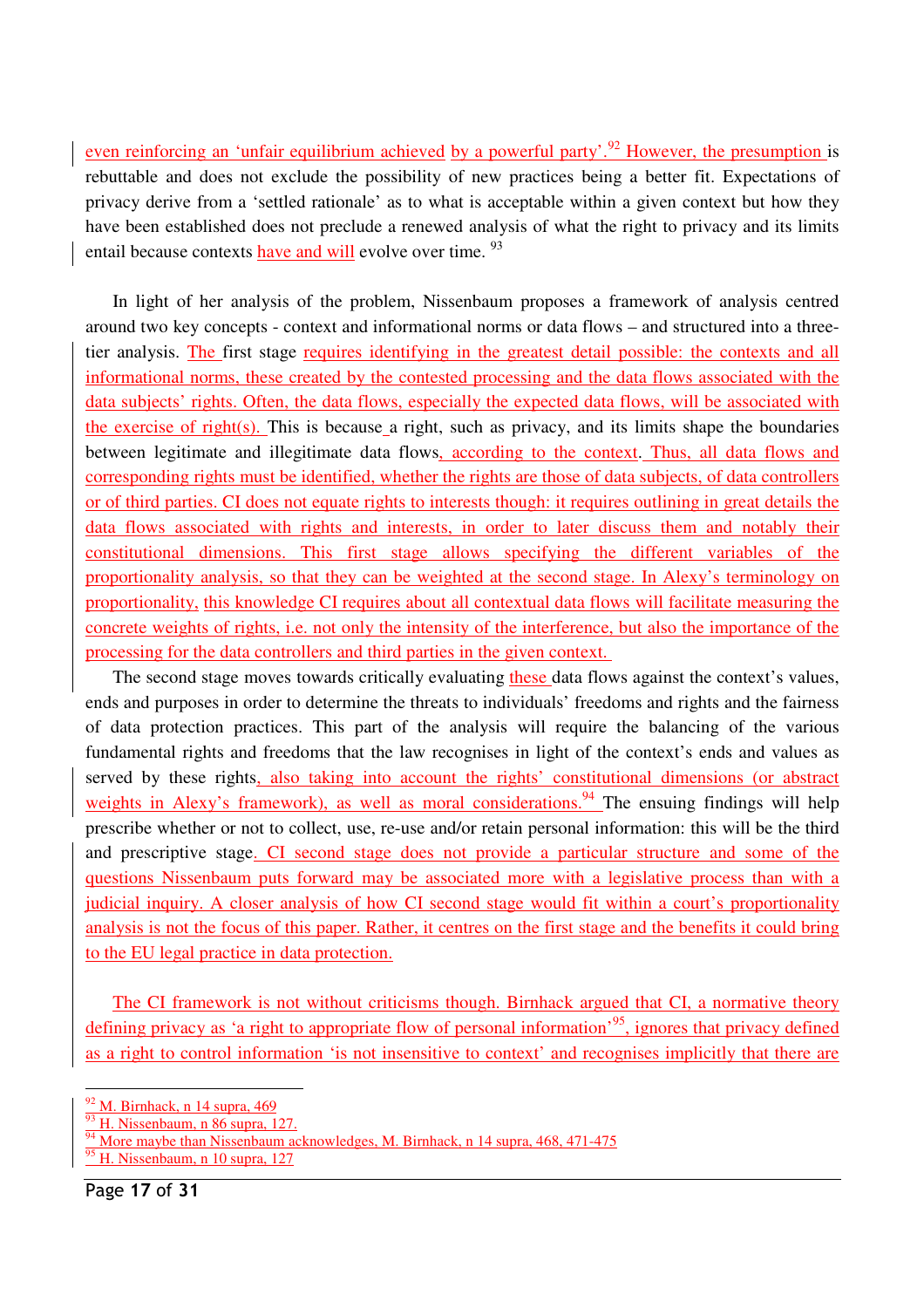even reinforcing an 'unfair equilibrium achieved by a powerful party'.[92] However, the presumption is rebuttable and does not exclude the possibility of new practices being a better fit. Expectations of privacy derive from a 'settled rationale' as to what is acceptable within a given context but how they have been established does not preclude a renewed analysis of what the right to privacy and its limits entail because contexts have and will evolve over time. [93]

In light of her analysis of the problem, Nissenbaum proposes a framework of analysis centred around two key concepts - context and informational norms or data flows – and structured into a three-tier analysis. The first stage requires identifying in the greatest detail possible: the contexts and all informational norms, these created by the contested processing and the data flows associated with the data subjects' rights. Often, the data flows, especially the expected data flows, will be associated with the exercise of right(s). This is because a right, such as privacy, and its limits shape the boundaries between legitimate and illegitimate data flows, according to the context. Thus, all data flows and corresponding rights must be identified, whether the rights are those of data subjects, of data controllers or of third parties. CI does not equate rights to interests though: it requires outlining in great details the data flows associated with rights and interests, in order to later discuss them and notably their constitutional dimensions. This first stage allows specifying the different variables of the proportionality analysis, so that they can be weighted at the second stage. In Alexy's terminology on proportionality, this knowledge CI requires about all contextual data flows will facilitate measuring the concrete weights of rights, i.e. not only the intensity of the interference, but also the importance of the processing for the data controllers and third parties in the given context.

The second stage moves towards critically evaluating these data flows against the context's values, ends and purposes in order to determine the threats to individuals' freedoms and rights and the fairness of data protection practices. This part of the analysis will require the balancing of the various fundamental rights and freedoms that the law recognises in light of the context's ends and values as served by these rights, also taking into account the rights' constitutional dimensions (or abstract weights in Alexy's framework), as well as moral considerations.[94] The ensuing findings will help prescribe whether or not to collect, use, re-use and/or retain personal information: this will be the third and prescriptive stage. CI second stage does not provide a particular structure and some of the questions Nissenbaum puts forward may be associated more with a legislative process than with a judicial inquiry. A closer analysis of how CI second stage would fit within a court's proportionality analysis is not the focus of this paper. Rather, it centres on the first stage and the benefits it could bring to the EU legal practice in data protection.

The CI framework is not without criticisms though. Birnhack argued that CI, a normative theory defining privacy as 'a right to appropriate flow of personal information'[95], ignores that privacy defined as a right to control information 'is not insensitive to context' and recognises implicitly that there are

---

[92] M. Birnhack, n 14 supra, 469

[93] H. Nissenbaum, n 86 supra, 127.

[94] More maybe than Nissenbaum acknowledges, M. Birnhack, n 14 supra, 468, 471-475

[95] H. Nissenbaum, n 10 supra, 127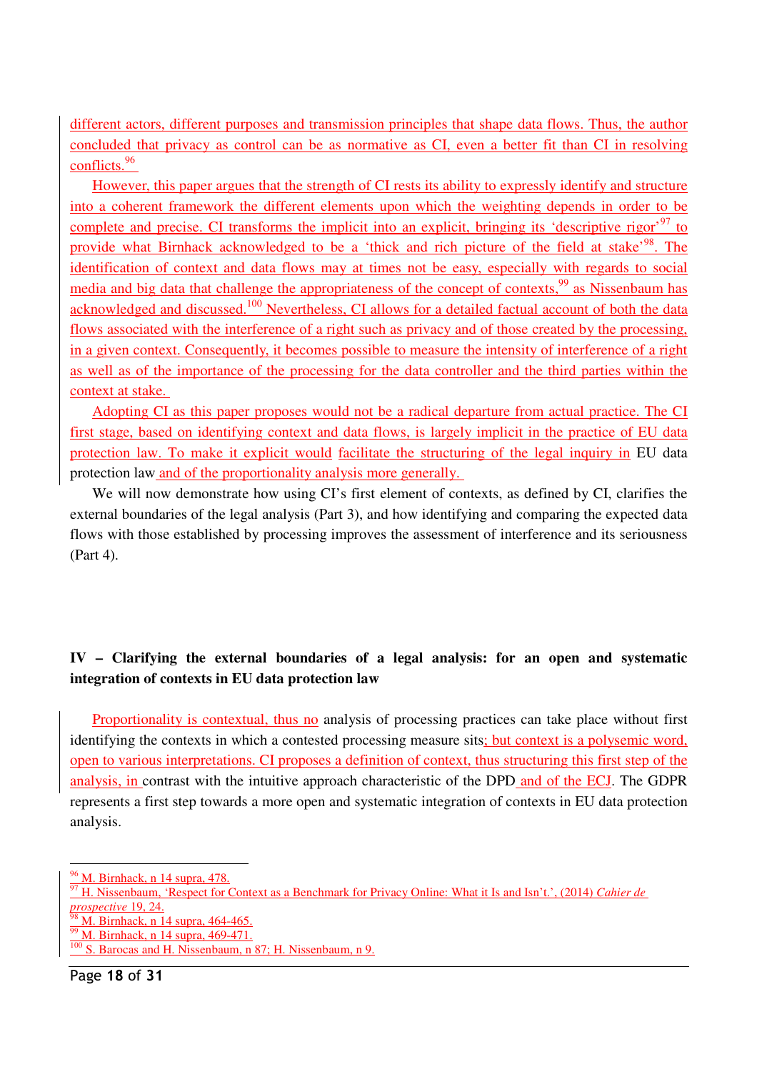different actors, different purposes and transmission principles that shape data flows. Thus, the author concluded that privacy as control can be as normative as CI, even a better fit than CI in resolving conflicts.[96]

However, this paper argues that the strength of CI rests its ability to expressly identify and structure into a coherent framework the different elements upon which the weighting depends in order to be complete and precise. CI transforms the implicit into an explicit, bringing its 'descriptive rigor'[97] to provide what Birnhack acknowledged to be a 'thick and rich picture of the field at stake'[98]. The identification of context and data flows may at times not be easy, especially with regards to social media and big data that challenge the appropriateness of the concept of contexts,[99] as Nissenbaum has acknowledged and discussed.[100] Nevertheless, CI allows for a detailed factual account of both the data flows associated with the interference of a right such as privacy and of those created by the processing, in a given context. Consequently, it becomes possible to measure the intensity of interference of a right as well as of the importance of the processing for the data controller and the third parties within the context at stake.

Adopting CI as this paper proposes would not be a radical departure from actual practice. The CI first stage, based on identifying context and data flows, is largely implicit in the practice of EU data protection law. To make it explicit would facilitate the structuring of the legal inquiry in EU data protection law and of the proportionality analysis more generally.

We will now demonstrate how using CI's first element of contexts, as defined by CI, clarifies the external boundaries of the legal analysis (Part 3), and how identifying and comparing the expected data flows with those established by processing improves the assessment of interference and its seriousness (Part 4).

## IV – Clarifying the external boundaries of a legal analysis: for an open and systematic integration of contexts in EU data protection law

Proportionality is contextual, thus no analysis of processing practices can take place without first identifying the contexts in which a contested processing measure sits; but context is a polysemic word, open to various interpretations. CI proposes a definition of context, thus structuring this first step of the analysis, in contrast with the intuitive approach characteristic of the DPD and of the ECJ. The GDPR represents a first step towards a more open and systematic integration of contexts in EU data protection analysis.

---

[96] M. Birnhack, n 14 supra, 478.

[97] H. Nissenbaum, 'Respect for Context as a Benchmark for Privacy Online: What it Is and Isn't.', (2014) *Cahier de prospective* 19, 24.

[98] M. Birnhack, n 14 supra, 464-465.

[99] M. Birnhack, n 14 supra, 469-471.

[100] S. Barocas and H. Nissenbaum, n 87; H. Nissenbaum, n 9.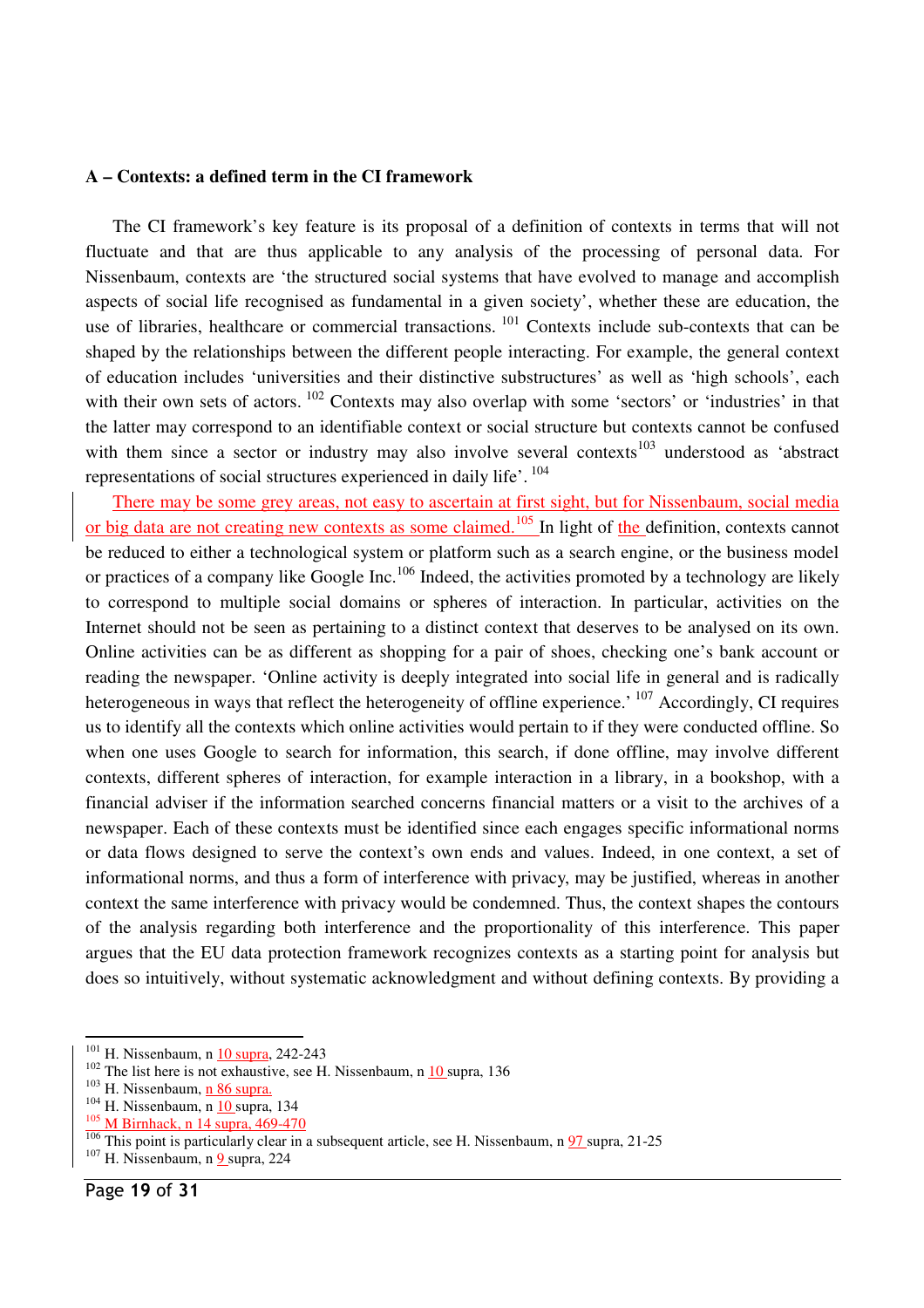**A – Contexts: a defined term in the CI framework**

The CI framework's key feature is its proposal of a definition of contexts in terms that will not fluctuate and that are thus applicable to any analysis of the processing of personal data. For Nissenbaum, contexts are 'the structured social systems that have evolved to manage and accomplish aspects of social life recognised as fundamental in a given society', whether these are education, the use of libraries, healthcare or commercial transactions. [101] Contexts include sub-contexts that can be shaped by the relationships between the different people interacting. For example, the general context of education includes 'universities and their distinctive substructures' as well as 'high schools', each with their own sets of actors. [102] Contexts may also overlap with some 'sectors' or 'industries' in that the latter may correspond to an identifiable context or social structure but contexts cannot be confused with them since a sector or industry may also involve several contexts[103] understood as 'abstract representations of social structures experienced in daily life'. [104]

There may be some grey areas, not easy to ascertain at first sight, but for Nissenbaum, social media or big data are not creating new contexts as some claimed.[105] In light of the definition, contexts cannot be reduced to either a technological system or platform such as a search engine, or the business model or practices of a company like Google Inc.[106] Indeed, the activities promoted by a technology are likely to correspond to multiple social domains or spheres of interaction. In particular, activities on the Internet should not be seen as pertaining to a distinct context that deserves to be analysed on its own. Online activities can be as different as shopping for a pair of shoes, checking one's bank account or reading the newspaper. 'Online activity is deeply integrated into social life in general and is radically heterogeneous in ways that reflect the heterogeneity of offline experience.' [107] Accordingly, CI requires us to identify all the contexts which online activities would pertain to if they were conducted offline. So when one uses Google to search for information, this search, if done offline, may involve different contexts, different spheres of interaction, for example interaction in a library, in a bookshop, with a financial adviser if the information searched concerns financial matters or a visit to the archives of a newspaper. Each of these contexts must be identified since each engages specific informational norms or data flows designed to serve the context's own ends and values. Indeed, in one context, a set of informational norms, and thus a form of interference with privacy, may be justified, whereas in another context the same interference with privacy would be condemned. Thus, the context shapes the contours of the analysis regarding both interference and the proportionality of this interference. This paper argues that the EU data protection framework recognizes contexts as a starting point for analysis but does so intuitively, without systematic acknowledgment and without defining contexts. By providing a

---

[101] H. Nissenbaum, n 10 supra, 242-243
[102] The list here is not exhaustive, see H. Nissenbaum, n 10 supra, 136
[103] H. Nissenbaum, n 86 supra.
[104] H. Nissenbaum, n 10 supra, 134
[105] M Birnhack, n 14 supra, 469-470
[106] This point is particularly clear in a subsequent article, see H. Nissenbaum, n 97 supra, 21-25
[107] H. Nissenbaum, n 9 supra, 224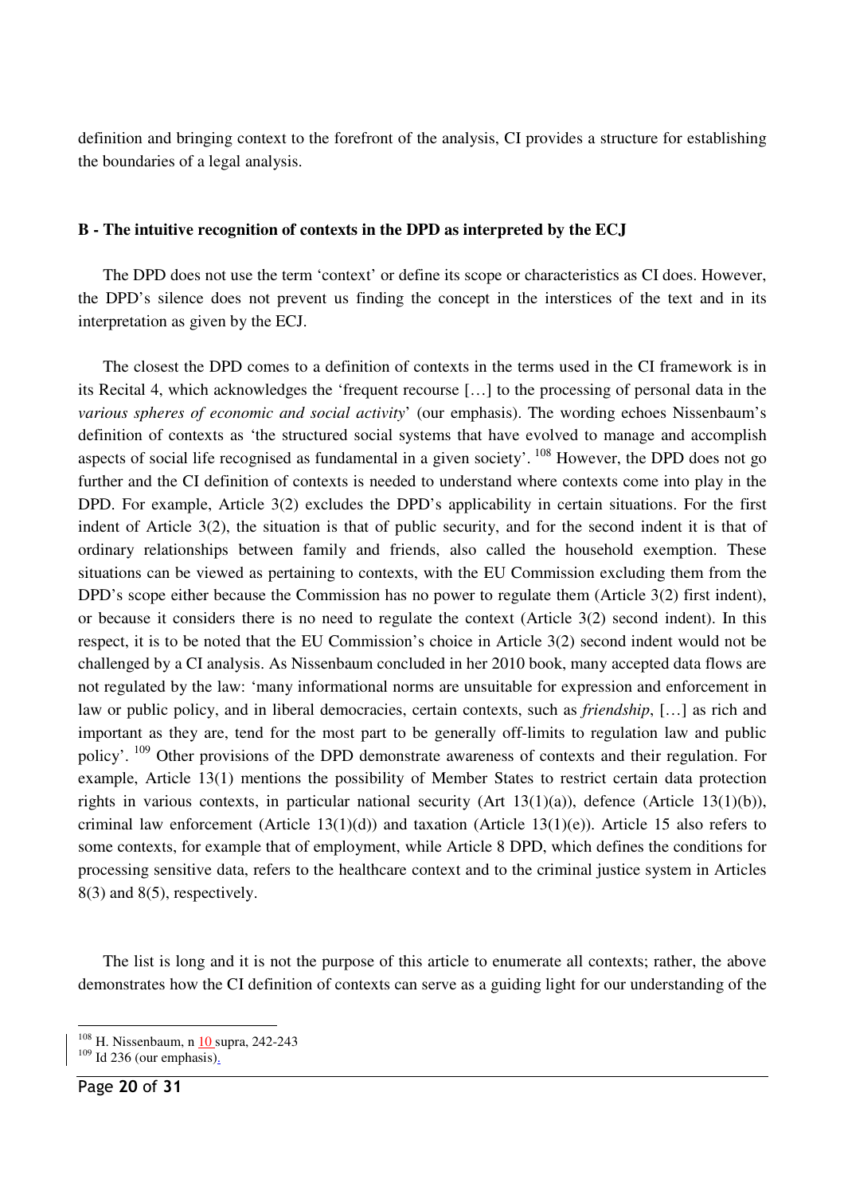definition and bringing context to the forefront of the analysis, CI provides a structure for establishing the boundaries of a legal analysis.

### B - The intuitive recognition of contexts in the DPD as interpreted by the ECJ

The DPD does not use the term 'context' or define its scope or characteristics as CI does. However, the DPD's silence does not prevent us finding the concept in the interstices of the text and in its interpretation as given by the ECJ.

The closest the DPD comes to a definition of contexts in the terms used in the CI framework is in its Recital 4, which acknowledges the 'frequent recourse […] to the processing of personal data in the *various spheres of economic and social activity*' (our emphasis). The wording echoes Nissenbaum's definition of contexts as 'the structured social systems that have evolved to manage and accomplish aspects of social life recognised as fundamental in a given society'. [108] However, the DPD does not go further and the CI definition of contexts is needed to understand where contexts come into play in the DPD. For example, Article 3(2) excludes the DPD's applicability in certain situations. For the first indent of Article 3(2), the situation is that of public security, and for the second indent it is that of ordinary relationships between family and friends, also called the household exemption. These situations can be viewed as pertaining to contexts, with the EU Commission excluding them from the DPD's scope either because the Commission has no power to regulate them (Article 3(2) first indent), or because it considers there is no need to regulate the context (Article 3(2) second indent). In this respect, it is to be noted that the EU Commission's choice in Article 3(2) second indent would not be challenged by a CI analysis. As Nissenbaum concluded in her 2010 book, many accepted data flows are not regulated by the law: 'many informational norms are unsuitable for expression and enforcement in law or public policy, and in liberal democracies, certain contexts, such as *friendship*, […] as rich and important as they are, tend for the most part to be generally off-limits to regulation law and public policy'. [109] Other provisions of the DPD demonstrate awareness of contexts and their regulation. For example, Article 13(1) mentions the possibility of Member States to restrict certain data protection rights in various contexts, in particular national security (Art 13(1)(a)), defence (Article 13(1)(b)), criminal law enforcement (Article 13(1)(d)) and taxation (Article 13(1)(e)). Article 15 also refers to some contexts, for example that of employment, while Article 8 DPD, which defines the conditions for processing sensitive data, refers to the healthcare context and to the criminal justice system in Articles 8(3) and 8(5), respectively.

The list is long and it is not the purpose of this article to enumerate all contexts; rather, the above demonstrates how the CI definition of contexts can serve as a guiding light for our understanding of the

[108] H. Nissenbaum, n 10 supra, 242-243

[109] Id 236 (our emphasis).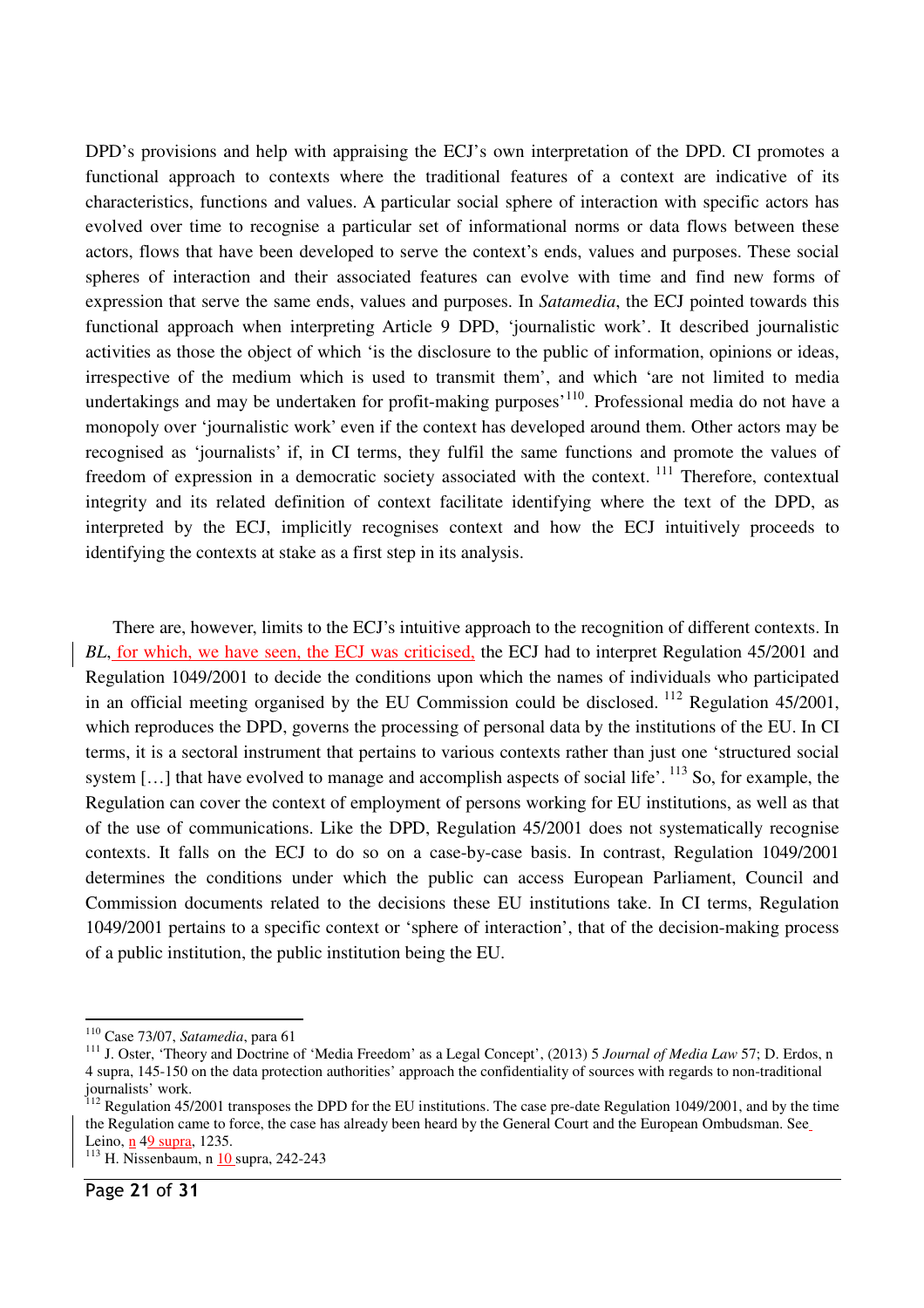DPD's provisions and help with appraising the ECJ's own interpretation of the DPD. CI promotes a functional approach to contexts where the traditional features of a context are indicative of its characteristics, functions and values. A particular social sphere of interaction with specific actors has evolved over time to recognise a particular set of informational norms or data flows between these actors, flows that have been developed to serve the context's ends, values and purposes. These social spheres of interaction and their associated features can evolve with time and find new forms of expression that serve the same ends, values and purposes. In *Satamedia*, the ECJ pointed towards this functional approach when interpreting Article 9 DPD, 'journalistic work'. It described journalistic activities as those the object of which 'is the disclosure to the public of information, opinions or ideas, irrespective of the medium which is used to transmit them', and which 'are not limited to media undertakings and may be undertaken for profit-making purposes'[110]. Professional media do not have a monopoly over 'journalistic work' even if the context has developed around them. Other actors may be recognised as 'journalists' if, in CI terms, they fulfil the same functions and promote the values of freedom of expression in a democratic society associated with the context.[111] Therefore, contextual integrity and its related definition of context facilitate identifying where the text of the DPD, as interpreted by the ECJ, implicitly recognises context and how the ECJ intuitively proceeds to identifying the contexts at stake as a first step in its analysis.

There are, however, limits to the ECJ's intuitive approach to the recognition of different contexts. In *BL*, for which, we have seen, the ECJ was criticised, the ECJ had to interpret Regulation 45/2001 and Regulation 1049/2001 to decide the conditions upon which the names of individuals who participated in an official meeting organised by the EU Commission could be disclosed.[112] Regulation 45/2001, which reproduces the DPD, governs the processing of personal data by the institutions of the EU. In CI terms, it is a sectoral instrument that pertains to various contexts rather than just one 'structured social system […] that have evolved to manage and accomplish aspects of social life'.[113] So, for example, the Regulation can cover the context of employment of persons working for EU institutions, as well as that of the use of communications. Like the DPD, Regulation 45/2001 does not systematically recognise contexts. It falls on the ECJ to do so on a case-by-case basis. In contrast, Regulation 1049/2001 determines the conditions under which the public can access European Parliament, Council and Commission documents related to the decisions these EU institutions take. In CI terms, Regulation 1049/2001 pertains to a specific context or 'sphere of interaction', that of the decision-making process of a public institution, the public institution being the EU.

---

[110] Case 73/07, *Satamedia*, para 61

[111] J. Oster, 'Theory and Doctrine of 'Media Freedom' as a Legal Concept', (2013) 5 *Journal of Media Law* 57; D. Erdos, n 4 supra, 145-150 on the data protection authorities' approach the confidentiality of sources with regards to non-traditional journalists' work.

[112] Regulation 45/2001 transposes the DPD for the EU institutions. The case pre-date Regulation 1049/2001, and by the time the Regulation came to force, the case has already been heard by the General Court and the European Ombudsman. See Leino, n 49 supra, 1235.

[113] H. Nissenbaum, n 10 supra, 242-243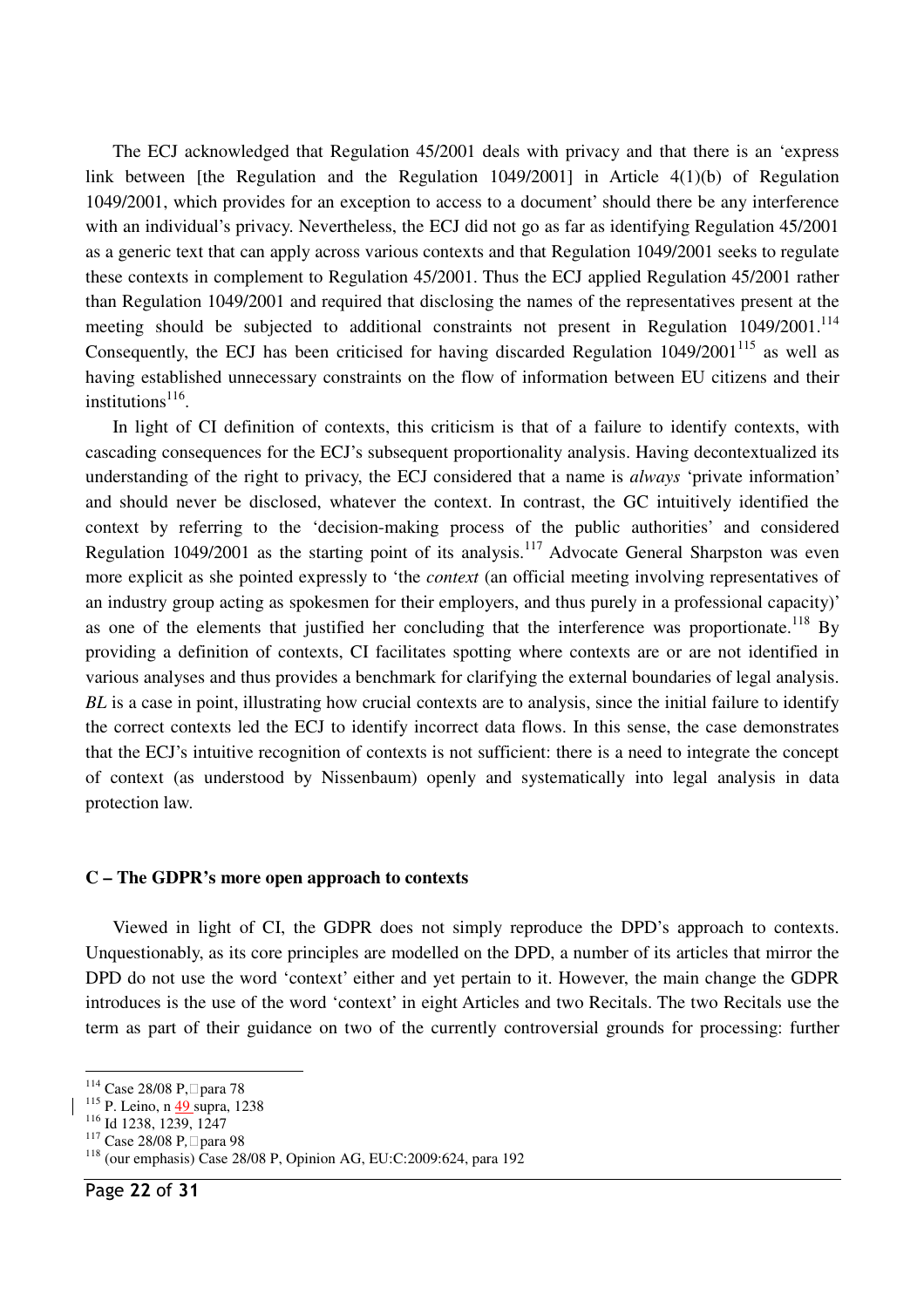The ECJ acknowledged that Regulation 45/2001 deals with privacy and that there is an 'express link between [the Regulation and the Regulation 1049/2001] in Article 4(1)(b) of Regulation 1049/2001, which provides for an exception to access to a document' should there be any interference with an individual's privacy. Nevertheless, the ECJ did not go as far as identifying Regulation 45/2001 as a generic text that can apply across various contexts and that Regulation 1049/2001 seeks to regulate these contexts in complement to Regulation 45/2001. Thus the ECJ applied Regulation 45/2001 rather than Regulation 1049/2001 and required that disclosing the names of the representatives present at the meeting should be subjected to additional constraints not present in Regulation 1049/2001.[114] Consequently, the ECJ has been criticised for having discarded Regulation 1049/2001[115] as well as having established unnecessary constraints on the flow of information between EU citizens and their institutions[116].

In light of CI definition of contexts, this criticism is that of a failure to identify contexts, with cascading consequences for the ECJ's subsequent proportionality analysis. Having decontextualized its understanding of the right to privacy, the ECJ considered that a name is *always* 'private information' and should never be disclosed, whatever the context. In contrast, the GC intuitively identified the context by referring to the 'decision-making process of the public authorities' and considered Regulation 1049/2001 as the starting point of its analysis.[117] Advocate General Sharpston was even more explicit as she pointed expressly to 'the *context* (an official meeting involving representatives of an industry group acting as spokesmen for their employers, and thus purely in a professional capacity)' as one of the elements that justified her concluding that the interference was proportionate.[118] By providing a definition of contexts, CI facilitates spotting where contexts are or are not identified in various analyses and thus provides a benchmark for clarifying the external boundaries of legal analysis. *BL* is a case in point, illustrating how crucial contexts are to analysis, since the initial failure to identify the correct contexts led the ECJ to identify incorrect data flows. In this sense, the case demonstrates that the ECJ's intuitive recognition of contexts is not sufficient: there is a need to integrate the concept of context (as understood by Nissenbaum) openly and systematically into legal analysis in data protection law.

### C – The GDPR's more open approach to contexts

Viewed in light of CI, the GDPR does not simply reproduce the DPD's approach to contexts. Unquestionably, as its core principles are modelled on the DPD, a number of its articles that mirror the DPD do not use the word 'context' either and yet pertain to it. However, the main change the GDPR introduces is the use of the word 'context' in eight Articles and two Recitals. The two Recitals use the term as part of their guidance on two of the currently controversial grounds for processing: further

---

[114] Case 28/08 P, para 78

[115] P. Leino, n 49 supra, 1238

[116] Id 1238, 1239, 1247

[117] Case 28/08 P, para 98

[118] (our emphasis) Case 28/08 P, Opinion AG, EU:C:2009:624, para 192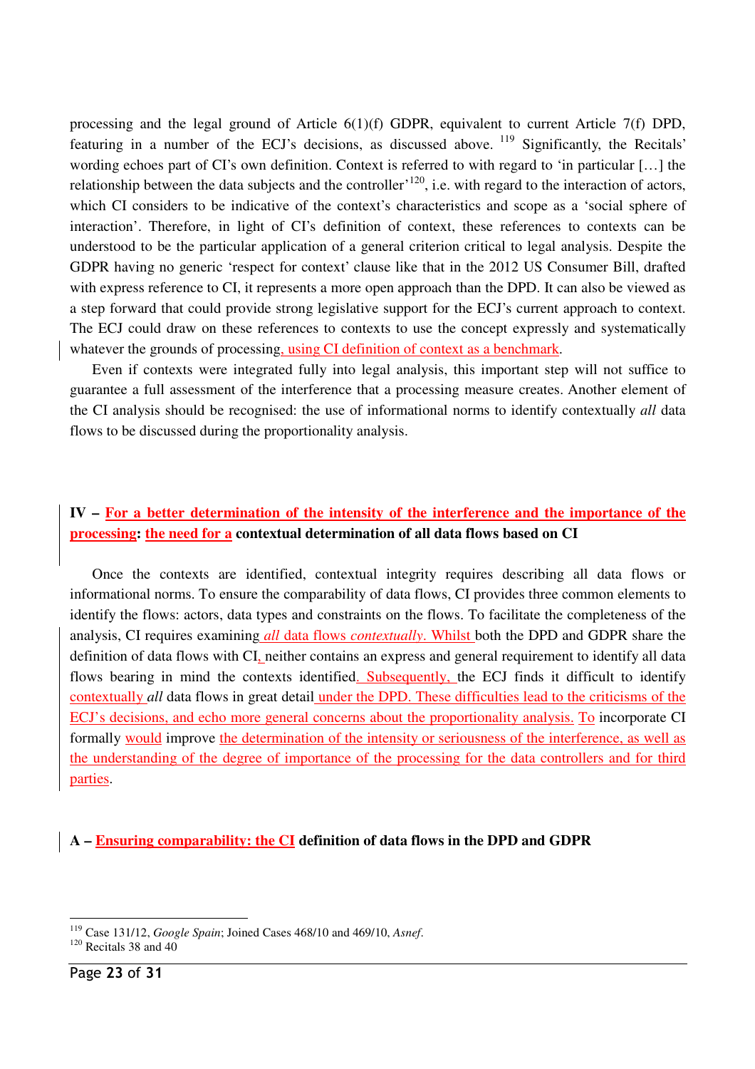processing and the legal ground of Article 6(1)(f) GDPR, equivalent to current Article 7(f) DPD, featuring in a number of the ECJ's decisions, as discussed above. [119] Significantly, the Recitals' wording echoes part of CI's own definition. Context is referred to with regard to 'in particular […] the relationship between the data subjects and the controller'[120], i.e. with regard to the interaction of actors, which CI considers to be indicative of the context's characteristics and scope as a 'social sphere of interaction'. Therefore, in light of CI's definition of context, these references to contexts can be understood to be the particular application of a general criterion critical to legal analysis. Despite the GDPR having no generic 'respect for context' clause like that in the 2012 US Consumer Bill, drafted with express reference to CI, it represents a more open approach than the DPD. It can also be viewed as a step forward that could provide strong legislative support for the ECJ's current approach to context. The ECJ could draw on these references to contexts to use the concept expressly and systematically whatever the grounds of processing, using CI definition of context as a benchmark.

Even if contexts were integrated fully into legal analysis, this important step will not suffice to guarantee a full assessment of the interference that a processing measure creates. Another element of the CI analysis should be recognised: the use of informational norms to identify contextually *all* data flows to be discussed during the proportionality analysis.

## IV – For a better determination of the intensity of the interference and the importance of the processing: the need for a contextual determination of all data flows based on CI

Once the contexts are identified, contextual integrity requires describing all data flows or informational norms. To ensure the comparability of data flows, CI provides three common elements to identify the flows: actors, data types and constraints on the flows. To facilitate the completeness of the analysis, CI requires examining *all* data flows *contextually*. Whilst both the DPD and GDPR share the definition of data flows with CI, neither contains an express and general requirement to identify all data flows bearing in mind the contexts identified. Subsequently, the ECJ finds it difficult to identify contextually *all* data flows in great detail under the DPD. These difficulties lead to the criticisms of the ECJ's decisions, and echo more general concerns about the proportionality analysis. To incorporate CI formally would improve the determination of the intensity or seriousness of the interference, as well as the understanding of the degree of importance of the processing for the data controllers and for third parties.

### A – Ensuring comparability: the CI definition of data flows in the DPD and GDPR

[119] Case 131/12, *Google Spain*; Joined Cases 468/10 and 469/10, *Asnef*.

[120] Recitals 38 and 40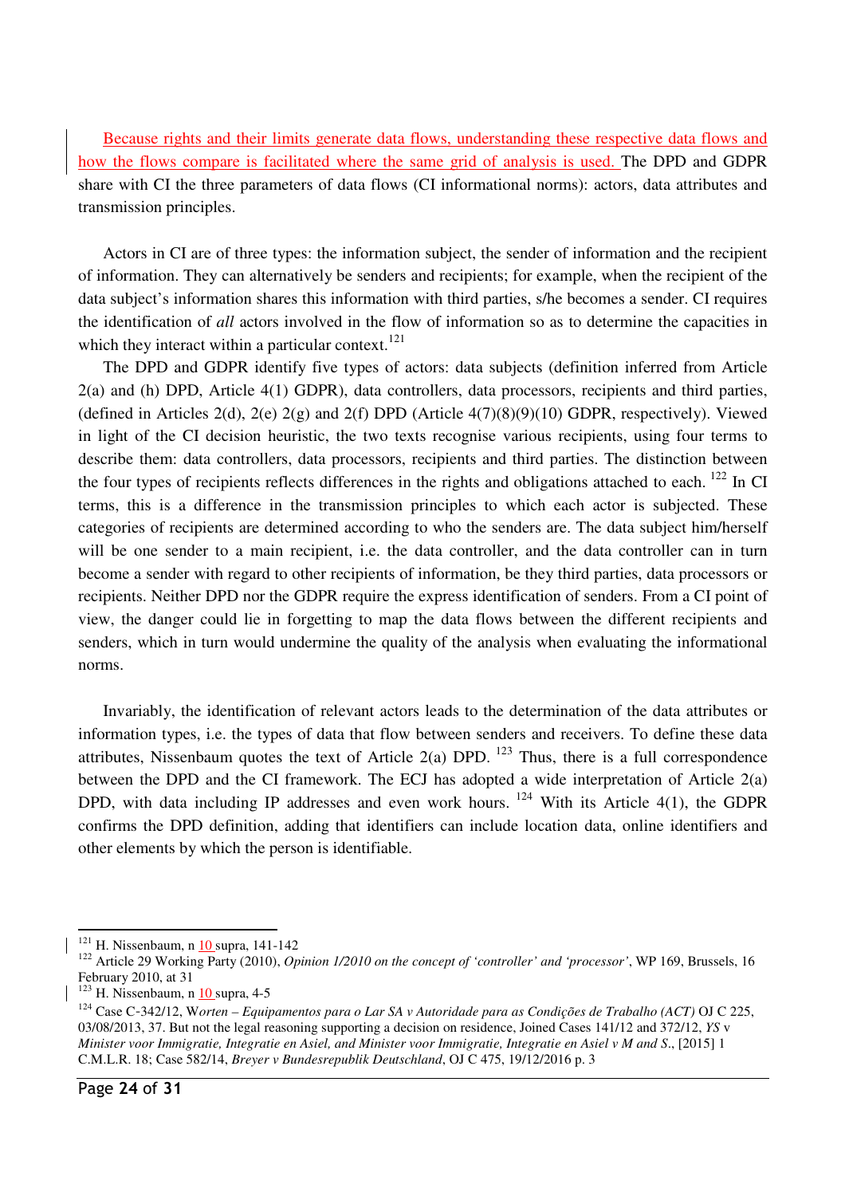Because rights and their limits generate data flows, understanding these respective data flows and how the flows compare is facilitated where the same grid of analysis is used. The DPD and GDPR share with CI the three parameters of data flows (CI informational norms): actors, data attributes and transmission principles.

Actors in CI are of three types: the information subject, the sender of information and the recipient of information. They can alternatively be senders and recipients; for example, when the recipient of the data subject's information shares this information with third parties, s/he becomes a sender. CI requires the identification of *all* actors involved in the flow of information so as to determine the capacities in which they interact within a particular context.[121]

The DPD and GDPR identify five types of actors: data subjects (definition inferred from Article 2(a) and (h) DPD, Article 4(1) GDPR), data controllers, data processors, recipients and third parties, (defined in Articles 2(d), 2(e) 2(g) and 2(f) DPD (Article 4(7)(8)(9)(10) GDPR, respectively). Viewed in light of the CI decision heuristic, the two texts recognise various recipients, using four terms to describe them: data controllers, data processors, recipients and third parties. The distinction between the four types of recipients reflects differences in the rights and obligations attached to each.[122] In CI terms, this is a difference in the transmission principles to which each actor is subjected. These categories of recipients are determined according to who the senders are. The data subject him/herself will be one sender to a main recipient, i.e. the data controller, and the data controller can in turn become a sender with regard to other recipients of information, be they third parties, data processors or recipients. Neither DPD nor the GDPR require the express identification of senders. From a CI point of view, the danger could lie in forgetting to map the data flows between the different recipients and senders, which in turn would undermine the quality of the analysis when evaluating the informational norms.

Invariably, the identification of relevant actors leads to the determination of the data attributes or information types, i.e. the types of data that flow between senders and receivers. To define these data attributes, Nissenbaum quotes the text of Article 2(a) DPD.[123] Thus, there is a full correspondence between the DPD and the CI framework. The ECJ has adopted a wide interpretation of Article 2(a) DPD, with data including IP addresses and even work hours.[124] With its Article 4(1), the GDPR confirms the DPD definition, adding that identifiers can include location data, online identifiers and other elements by which the person is identifiable.

---

[121] H. Nissenbaum, n 10 supra, 141-142

[122] Article 29 Working Party (2010), *Opinion 1/2010 on the concept of 'controller' and 'processor'*, WP 169, Brussels, 16 February 2010, at 31

[123] H. Nissenbaum, n 10 supra, 4-5

[124] Case C-342/12, W*orten – Equipamentos para o Lar SA v Autoridade para as Condições de Trabalho (ACT)* OJ C 225, 03/08/2013, 37. But not the legal reasoning supporting a decision on residence, Joined Cases 141/12 and 372/12, *YS* v *Minister voor Immigratie, Integratie en Asiel, and Minister voor Immigratie, Integratie en Asiel v M and S*., [2015] 1 C.M.L.R. 18; Case 582/14, *Breyer v Bundesrepublik Deutschland*, OJ C 475, 19/12/2016 p. 3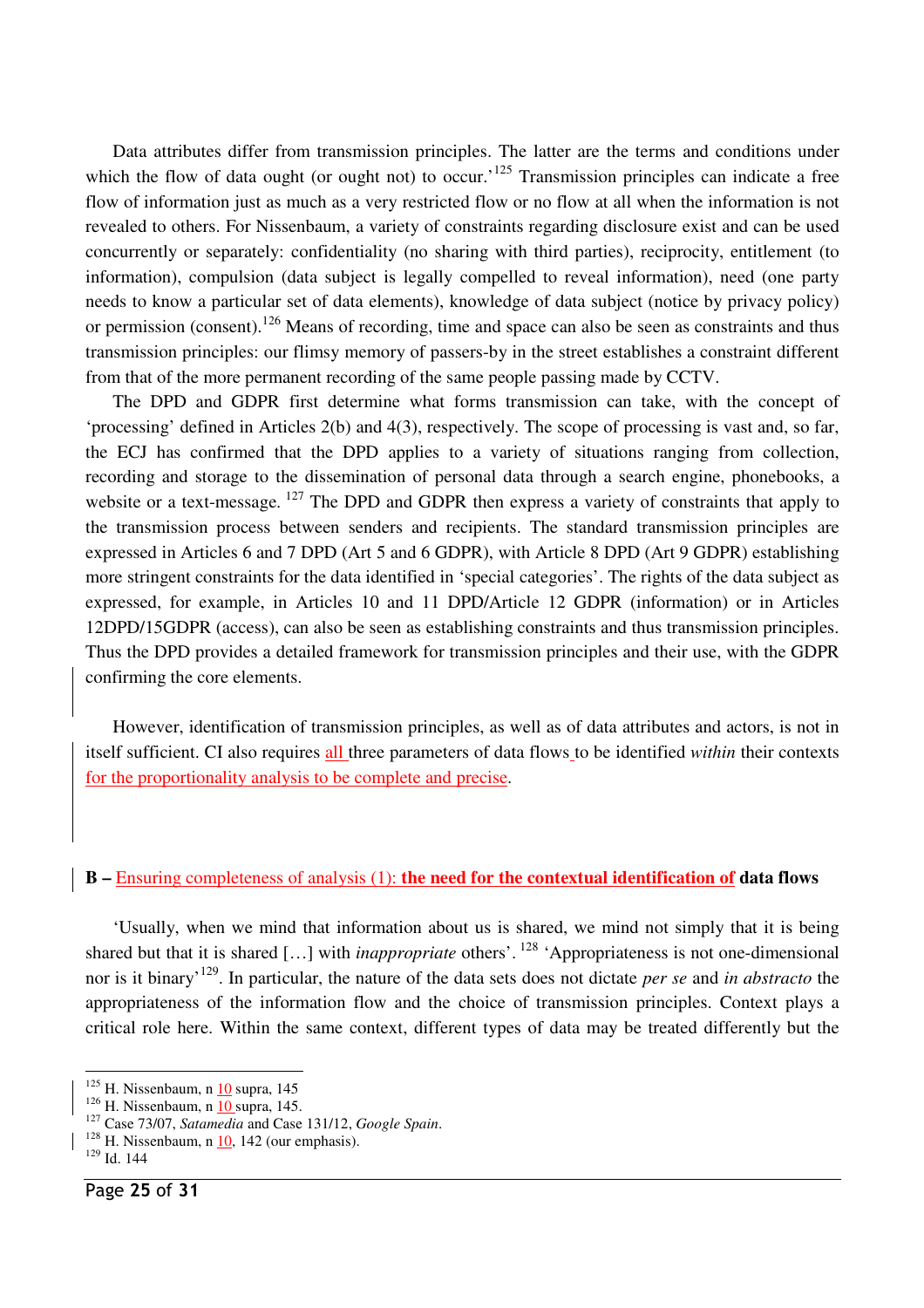Data attributes differ from transmission principles. The latter are the terms and conditions under which the flow of data ought (or ought not) to occur.'[125] Transmission principles can indicate a free flow of information just as much as a very restricted flow or no flow at all when the information is not revealed to others. For Nissenbaum, a variety of constraints regarding disclosure exist and can be used concurrently or separately: confidentiality (no sharing with third parties), reciprocity, entitlement (to information), compulsion (data subject is legally compelled to reveal information), need (one party needs to know a particular set of data elements), knowledge of data subject (notice by privacy policy) or permission (consent).[126] Means of recording, time and space can also be seen as constraints and thus transmission principles: our flimsy memory of passers-by in the street establishes a constraint different from that of the more permanent recording of the same people passing made by CCTV.

The DPD and GDPR first determine what forms transmission can take, with the concept of 'processing' defined in Articles 2(b) and 4(3), respectively. The scope of processing is vast and, so far, the ECJ has confirmed that the DPD applies to a variety of situations ranging from collection, recording and storage to the dissemination of personal data through a search engine, phonebooks, a website or a text-message. [127] The DPD and GDPR then express a variety of constraints that apply to the transmission process between senders and recipients. The standard transmission principles are expressed in Articles 6 and 7 DPD (Art 5 and 6 GDPR), with Article 8 DPD (Art 9 GDPR) establishing more stringent constraints for the data identified in 'special categories'. The rights of the data subject as expressed, for example, in Articles 10 and 11 DPD/Article 12 GDPR (information) or in Articles 12DPD/15GDPR (access), can also be seen as establishing constraints and thus transmission principles. Thus the DPD provides a detailed framework for transmission principles and their use, with the GDPR confirming the core elements.

However, identification of transmission principles, as well as of data attributes and actors, is not in itself sufficient. CI also requires all three parameters of data flows to be identified *within* their contexts for the proportionality analysis to be complete and precise.

**B – Ensuring completeness of analysis (1): the need for the contextual identification of data flows**

'Usually, when we mind that information about us is shared, we mind not simply that it is being shared but that it is shared […] with *inappropriate* others'. [128] 'Appropriateness is not one-dimensional nor is it binary'[129]. In particular, the nature of the data sets does not dictate *per se* and *in abstracto* the appropriateness of the information flow and the choice of transmission principles. Context plays a critical role here. Within the same context, different types of data may be treated differently but the

---

[125] H. Nissenbaum, n 10 supra, 145

[126] H. Nissenbaum, n 10 supra, 145.

[127] Case 73/07, *Satamedia* and Case 131/12, *Google Spain*.

[128] H. Nissenbaum, n 10, 142 (our emphasis).

[129] Id. 144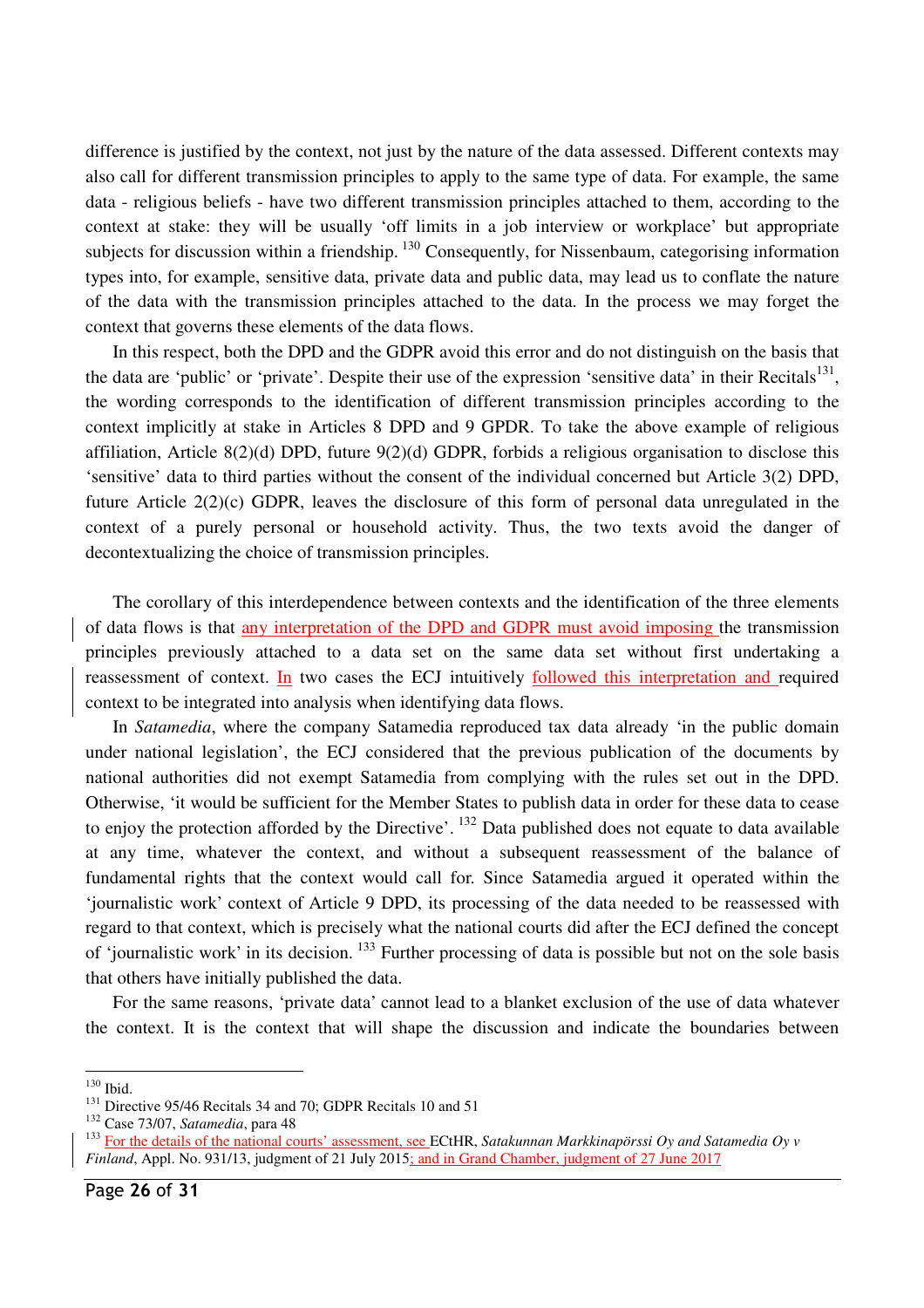difference is justified by the context, not just by the nature of the data assessed. Different contexts may also call for different transmission principles to apply to the same type of data. For example, the same data - religious beliefs - have two different transmission principles attached to them, according to the context at stake: they will be usually 'off limits in a job interview or workplace' but appropriate subjects for discussion within a friendship. [130] Consequently, for Nissenbaum, categorising information types into, for example, sensitive data, private data and public data, may lead us to conflate the nature of the data with the transmission principles attached to the data. In the process we may forget the context that governs these elements of the data flows.

In this respect, both the DPD and the GDPR avoid this error and do not distinguish on the basis that the data are 'public' or 'private'. Despite their use of the expression 'sensitive data' in their Recitals[131], the wording corresponds to the identification of different transmission principles according to the context implicitly at stake in Articles 8 DPD and 9 GPDR. To take the above example of religious affiliation, Article 8(2)(d) DPD, future 9(2)(d) GDPR, forbids a religious organisation to disclose this 'sensitive' data to third parties without the consent of the individual concerned but Article 3(2) DPD, future Article 2(2)(c) GDPR, leaves the disclosure of this form of personal data unregulated in the context of a purely personal or household activity. Thus, the two texts avoid the danger of decontextualizing the choice of transmission principles.

The corollary of this interdependence between contexts and the identification of the three elements of data flows is that any interpretation of the DPD and GDPR must avoid imposing the transmission principles previously attached to a data set on the same data set without first undertaking a reassessment of context. In two cases the ECJ intuitively followed this interpretation and required context to be integrated into analysis when identifying data flows.

In *Satamedia*, where the company Satamedia reproduced tax data already 'in the public domain under national legislation', the ECJ considered that the previous publication of the documents by national authorities did not exempt Satamedia from complying with the rules set out in the DPD. Otherwise, 'it would be sufficient for the Member States to publish data in order for these data to cease to enjoy the protection afforded by the Directive'. [132] Data published does not equate to data available at any time, whatever the context, and without a subsequent reassessment of the balance of fundamental rights that the context would call for. Since Satamedia argued it operated within the 'journalistic work' context of Article 9 DPD, its processing of the data needed to be reassessed with regard to that context, which is precisely what the national courts did after the ECJ defined the concept of 'journalistic work' in its decision. [133] Further processing of data is possible but not on the sole basis that others have initially published the data.

For the same reasons, 'private data' cannot lead to a blanket exclusion of the use of data whatever the context. It is the context that will shape the discussion and indicate the boundaries between

---

[130] Ibid.

[131] Directive 95/46 Recitals 34 and 70; GDPR Recitals 10 and 51

[132] Case 73/07, *Satamedia*, para 48

[133] For the details of the national courts' assessment, see ECtHR, *Satakunnan Markkinapörssi Oy and Satamedia Oy v Finland*, Appl. No. 931/13, judgment of 21 July 2015; and in Grand Chamber, judgment of 27 June 2017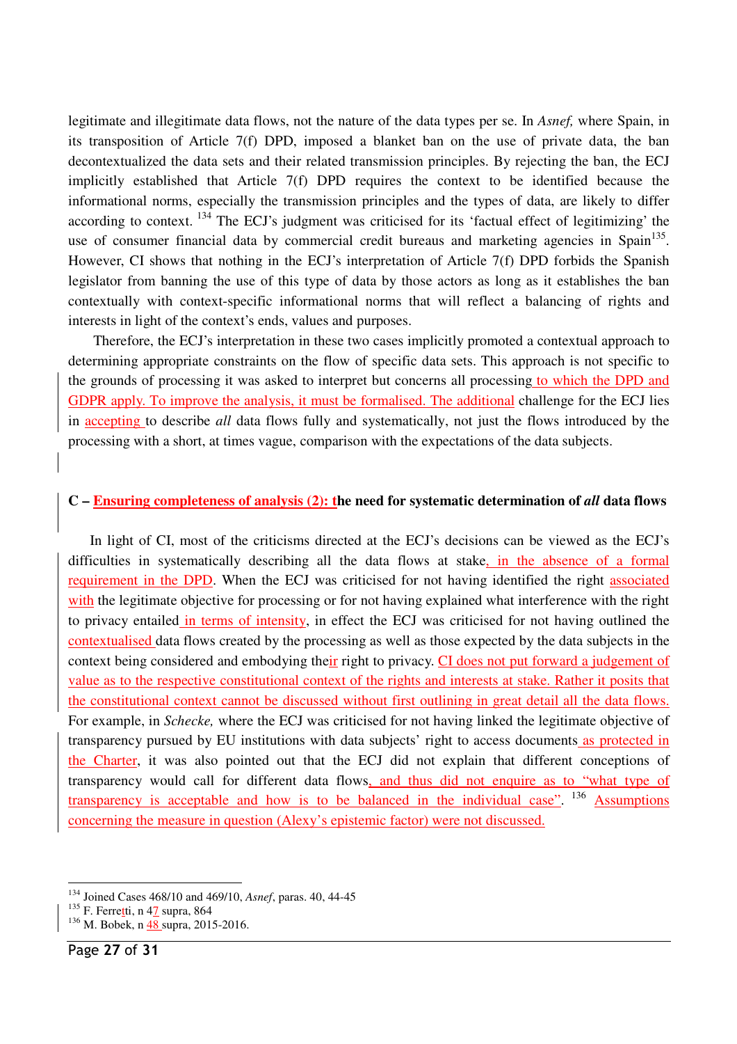legitimate and illegitimate data flows, not the nature of the data types per se. In *Asnef,* where Spain, in its transposition of Article 7(f) DPD, imposed a blanket ban on the use of private data, the ban decontextualized the data sets and their related transmission principles. By rejecting the ban, the ECJ implicitly established that Article 7(f) DPD requires the context to be identified because the informational norms, especially the transmission principles and the types of data, are likely to differ according to context. [134] The ECJ's judgment was criticised for its 'factual effect of legitimizing' the use of consumer financial data by commercial credit bureaus and marketing agencies in Spain[135]. However, CI shows that nothing in the ECJ's interpretation of Article 7(f) DPD forbids the Spanish legislator from banning the use of this type of data by those actors as long as it establishes the ban contextually with context-specific informational norms that will reflect a balancing of rights and interests in light of the context's ends, values and purposes.

Therefore, the ECJ's interpretation in these two cases implicitly promoted a contextual approach to determining appropriate constraints on the flow of specific data sets. This approach is not specific to the grounds of processing it was asked to interpret but concerns all processing to which the DPD and GDPR apply. To improve the analysis, it must be formalised. The additional challenge for the ECJ lies in accepting to describe *all* data flows fully and systematically, not just the flows introduced by the processing with a short, at times vague, comparison with the expectations of the data subjects.

### C – Ensuring completeness of analysis (2): the need for systematic determination of *all* data flows

In light of CI, most of the criticisms directed at the ECJ's decisions can be viewed as the ECJ's difficulties in systematically describing all the data flows at stake, in the absence of a formal requirement in the DPD. When the ECJ was criticised for not having identified the right associated with the legitimate objective for processing or for not having explained what interference with the right to privacy entailed in terms of intensity, in effect the ECJ was criticised for not having outlined the contextualised data flows created by the processing as well as those expected by the data subjects in the context being considered and embodying their right to privacy. CI does not put forward a judgement of value as to the respective constitutional context of the rights and interests at stake. Rather it posits that the constitutional context cannot be discussed without first outlining in great detail all the data flows. For example, in *Schecke,* where the ECJ was criticised for not having linked the legitimate objective of transparency pursued by EU institutions with data subjects' right to access documents as protected in the Charter, it was also pointed out that the ECJ did not explain that different conceptions of transparency would call for different data flows, and thus did not enquire as to "what type of transparency is acceptable and how is to be balanced in the individual case". [136] Assumptions concerning the measure in question (Alexy's epistemic factor) were not discussed.

---

[134] Joined Cases 468/10 and 469/10, *Asnef*, paras. 40, 44-45

[135] F. Ferretti, n 47 supra, 864

[136] M. Bobek, n 48 supra, 2015-2016.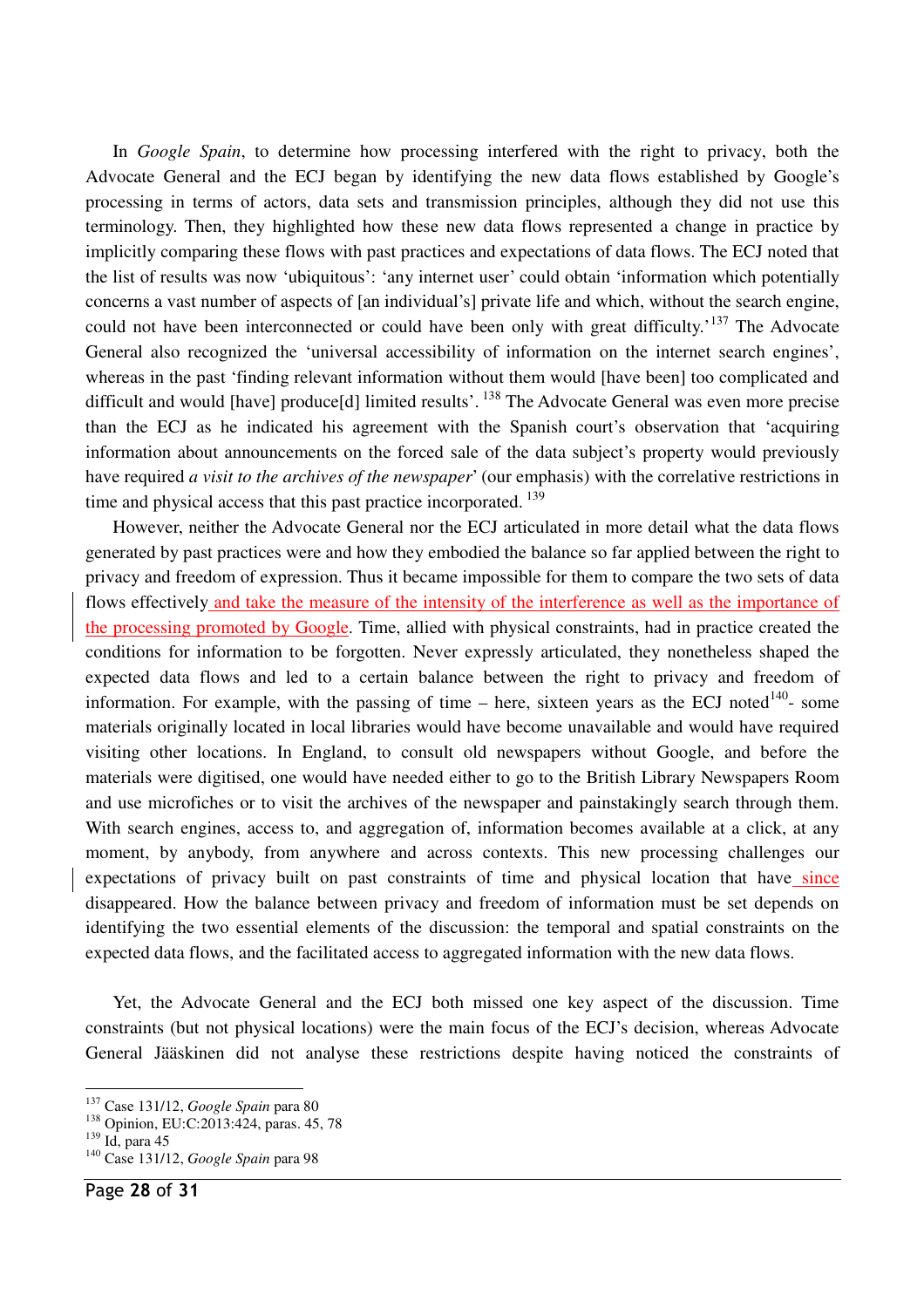In *Google Spain*, to determine how processing interfered with the right to privacy, both the Advocate General and the ECJ began by identifying the new data flows established by Google's processing in terms of actors, data sets and transmission principles, although they did not use this terminology. Then, they highlighted how these new data flows represented a change in practice by implicitly comparing these flows with past practices and expectations of data flows. The ECJ noted that the list of results was now 'ubiquitous': 'any internet user' could obtain 'information which potentially concerns a vast number of aspects of [an individual's] private life and which, without the search engine, could not have been interconnected or could have been only with great difficulty.'[137] The Advocate General also recognized the 'universal accessibility of information on the internet search engines', whereas in the past 'finding relevant information without them would [have been] too complicated and difficult and would [have] produce[d] limited results'.[138] The Advocate General was even more precise than the ECJ as he indicated his agreement with the Spanish court's observation that 'acquiring information about announcements on the forced sale of the data subject's property would previously have required *a visit to the archives of the newspaper*' (our emphasis) with the correlative restrictions in time and physical access that this past practice incorporated.[139]

However, neither the Advocate General nor the ECJ articulated in more detail what the data flows generated by past practices were and how they embodied the balance so far applied between the right to privacy and freedom of expression. Thus it became impossible for them to compare the two sets of data flows effectively and take the measure of the intensity of the interference as well as the importance of the processing promoted by Google. Time, allied with physical constraints, had in practice created the conditions for information to be forgotten. Never expressly articulated, they nonetheless shaped the expected data flows and led to a certain balance between the right to privacy and freedom of information. For example, with the passing of time – here, sixteen years as the ECJ noted[140]- some materials originally located in local libraries would have become unavailable and would have required visiting other locations. In England, to consult old newspapers without Google, and before the materials were digitised, one would have needed either to go to the British Library Newspapers Room and use microfiches or to visit the archives of the newspaper and painstakingly search through them. With search engines, access to, and aggregation of, information becomes available at a click, at any moment, by anybody, from anywhere and across contexts. This new processing challenges our expectations of privacy built on past constraints of time and physical location that have since disappeared. How the balance between privacy and freedom of information must be set depends on identifying the two essential elements of the discussion: the temporal and spatial constraints on the expected data flows, and the facilitated access to aggregated information with the new data flows.

Yet, the Advocate General and the ECJ both missed one key aspect of the discussion. Time constraints (but not physical locations) were the main focus of the ECJ's decision, whereas Advocate General Jääskinen did not analyse these restrictions despite having noticed the constraints of

[137] Case 131/12, *Google Spain* para 80
[138] Opinion, EU:C:2013:424, paras. 45, 78
[139] Id, para 45
[140] Case 131/12, *Google Spain* para 98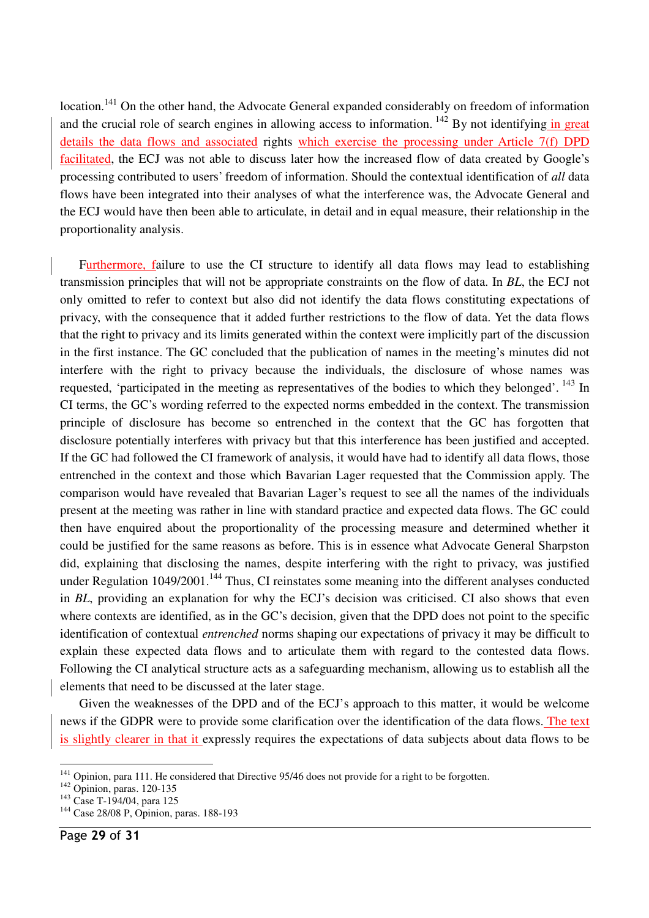location.[141] On the other hand, the Advocate General expanded considerably on freedom of information and the crucial role of search engines in allowing access to information. [142] By not identifying in great details the data flows and associated rights which exercise the processing under Article 7(f) DPD facilitated, the ECJ was not able to discuss later how the increased flow of data created by Google's processing contributed to users' freedom of information. Should the contextual identification of *all* data flows have been integrated into their analyses of what the interference was, the Advocate General and the ECJ would have then been able to articulate, in detail and in equal measure, their relationship in the proportionality analysis.

Furthermore, failure to use the CI structure to identify all data flows may lead to establishing transmission principles that will not be appropriate constraints on the flow of data. In *BL*, the ECJ not only omitted to refer to context but also did not identify the data flows constituting expectations of privacy, with the consequence that it added further restrictions to the flow of data. Yet the data flows that the right to privacy and its limits generated within the context were implicitly part of the discussion in the first instance. The GC concluded that the publication of names in the meeting's minutes did not interfere with the right to privacy because the individuals, the disclosure of whose names was requested, 'participated in the meeting as representatives of the bodies to which they belonged'. [143] In CI terms, the GC's wording referred to the expected norms embedded in the context. The transmission principle of disclosure has become so entrenched in the context that the GC has forgotten that disclosure potentially interferes with privacy but that this interference has been justified and accepted. If the GC had followed the CI framework of analysis, it would have had to identify all data flows, those entrenched in the context and those which Bavarian Lager requested that the Commission apply. The comparison would have revealed that Bavarian Lager's request to see all the names of the individuals present at the meeting was rather in line with standard practice and expected data flows. The GC could then have enquired about the proportionality of the processing measure and determined whether it could be justified for the same reasons as before. This is in essence what Advocate General Sharpston did, explaining that disclosing the names, despite interfering with the right to privacy, was justified under Regulation 1049/2001.[144] Thus, CI reinstates some meaning into the different analyses conducted in *BL*, providing an explanation for why the ECJ's decision was criticised. CI also shows that even where contexts are identified, as in the GC's decision, given that the DPD does not point to the specific identification of contextual *entrenched* norms shaping our expectations of privacy it may be difficult to explain these expected data flows and to articulate them with regard to the contested data flows. Following the CI analytical structure acts as a safeguarding mechanism, allowing us to establish all the elements that need to be discussed at the later stage.

Given the weaknesses of the DPD and of the ECJ's approach to this matter, it would be welcome news if the GDPR were to provide some clarification over the identification of the data flows. The text is slightly clearer in that it expressly requires the expectations of data subjects about data flows to be

---

[141] Opinion, para 111. He considered that Directive 95/46 does not provide for a right to be forgotten.

[142] Opinion, paras. 120-135

[143] Case T-194/04, para 125

[144] Case 28/08 P, Opinion, paras. 188-193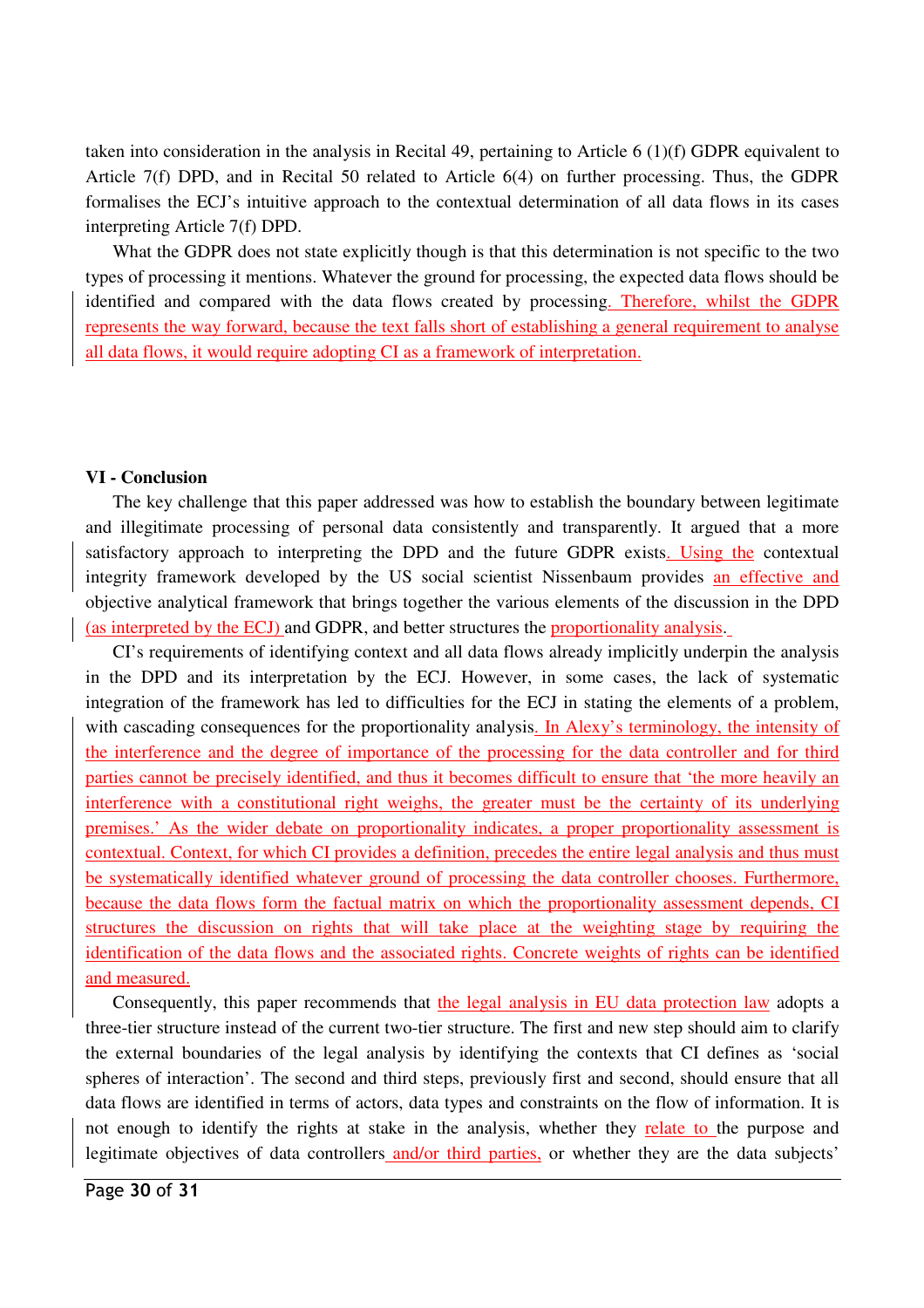taken into consideration in the analysis in Recital 49, pertaining to Article 6 (1)(f) GDPR equivalent to Article 7(f) DPD, and in Recital 50 related to Article 6(4) on further processing. Thus, the GDPR formalises the ECJ's intuitive approach to the contextual determination of all data flows in its cases interpreting Article 7(f) DPD.

What the GDPR does not state explicitly though is that this determination is not specific to the two types of processing it mentions. Whatever the ground for processing, the expected data flows should be identified and compared with the data flows created by processing. Therefore, whilst the GDPR represents the way forward, because the text falls short of establishing a general requirement to analyse all data flows, it would require adopting CI as a framework of interpretation.

## VI - Conclusion

The key challenge that this paper addressed was how to establish the boundary between legitimate and illegitimate processing of personal data consistently and transparently. It argued that a more satisfactory approach to interpreting the DPD and the future GDPR exists. Using the contextual integrity framework developed by the US social scientist Nissenbaum provides an effective and objective analytical framework that brings together the various elements of the discussion in the DPD (as interpreted by the ECJ) and GDPR, and better structures the proportionality analysis.

CI's requirements of identifying context and all data flows already implicitly underpin the analysis in the DPD and its interpretation by the ECJ. However, in some cases, the lack of systematic integration of the framework has led to difficulties for the ECJ in stating the elements of a problem, with cascading consequences for the proportionality analysis. In Alexy's terminology, the intensity of the interference and the degree of importance of the processing for the data controller and for third parties cannot be precisely identified, and thus it becomes difficult to ensure that 'the more heavily an interference with a constitutional right weighs, the greater must be the certainty of its underlying premises.' As the wider debate on proportionality indicates, a proper proportionality assessment is contextual. Context, for which CI provides a definition, precedes the entire legal analysis and thus must be systematically identified whatever ground of processing the data controller chooses. Furthermore, because the data flows form the factual matrix on which the proportionality assessment depends, CI structures the discussion on rights that will take place at the weighting stage by requiring the identification of the data flows and the associated rights. Concrete weights of rights can be identified and measured.

Consequently, this paper recommends that the legal analysis in EU data protection law adopts a three-tier structure instead of the current two-tier structure. The first and new step should aim to clarify the external boundaries of the legal analysis by identifying the contexts that CI defines as 'social spheres of interaction'. The second and third steps, previously first and second, should ensure that all data flows are identified in terms of actors, data types and constraints on the flow of information. It is not enough to identify the rights at stake in the analysis, whether they relate to the purpose and legitimate objectives of data controllers and/or third parties, or whether they are the data subjects'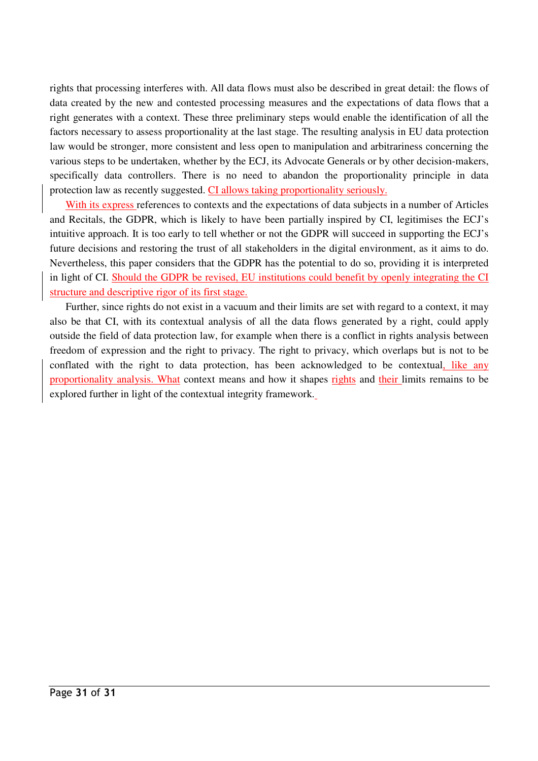rights that processing interferes with. All data flows must also be described in great detail: the flows of data created by the new and contested processing measures and the expectations of data flows that a right generates with a context. These three preliminary steps would enable the identification of all the factors necessary to assess proportionality at the last stage. The resulting analysis in EU data protection law would be stronger, more consistent and less open to manipulation and arbitrariness concerning the various steps to be undertaken, whether by the ECJ, its Advocate Generals or by other decision-makers, specifically data controllers. There is no need to abandon the proportionality principle in data protection law as recently suggested. CI allows taking proportionality seriously.

With its express references to contexts and the expectations of data subjects in a number of Articles and Recitals, the GDPR, which is likely to have been partially inspired by CI, legitimises the ECJ's intuitive approach. It is too early to tell whether or not the GDPR will succeed in supporting the ECJ's future decisions and restoring the trust of all stakeholders in the digital environment, as it aims to do. Nevertheless, this paper considers that the GDPR has the potential to do so, providing it is interpreted in light of CI. Should the GDPR be revised, EU institutions could benefit by openly integrating the CI structure and descriptive rigor of its first stage.

Further, since rights do not exist in a vacuum and their limits are set with regard to a context, it may also be that CI, with its contextual analysis of all the data flows generated by a right, could apply outside the field of data protection law, for example when there is a conflict in rights analysis between freedom of expression and the right to privacy. The right to privacy, which overlaps but is not to be conflated with the right to data protection, has been acknowledged to be contextual, like any proportionality analysis. What context means and how it shapes rights and their limits remains to be explored further in light of the contextual integrity framework.